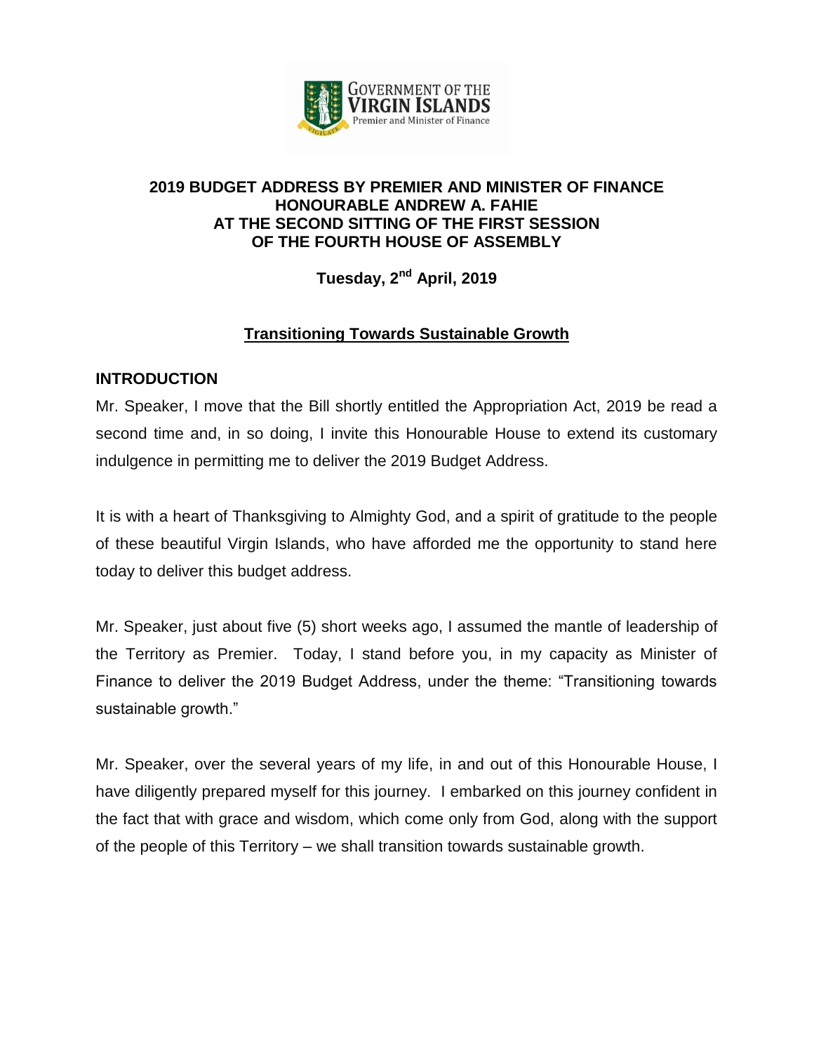GOVERNMENT OF THE VIRGIN ISLANDS
Premier and Minister of Finance

**2019 BUDGET ADDRESS BY PREMIER AND MINISTER OF FINANCE HONOURABLE ANDREW A. FAHIE AT THE SECOND SITTING OF THE FIRST SESSION OF THE FOURTH HOUSE OF ASSEMBLY**

**Tuesday, 2nd April, 2019**

# Transitioning Towards Sustainable Growth

## INTRODUCTION

Mr. Speaker, I move that the Bill shortly entitled the Appropriation Act, 2019 be read a second time and, in so doing, I invite this Honourable House to extend its customary indulgence in permitting me to deliver the 2019 Budget Address.

It is with a heart of Thanksgiving to Almighty God, and a spirit of gratitude to the people of these beautiful Virgin Islands, who have afforded me the opportunity to stand here today to deliver this budget address.

Mr. Speaker, just about five (5) short weeks ago, I assumed the mantle of leadership of the Territory as Premier. Today, I stand before you, in my capacity as Minister of Finance to deliver the 2019 Budget Address, under the theme: "Transitioning towards sustainable growth."

Mr. Speaker, over the several years of my life, in and out of this Honourable House, I have diligently prepared myself for this journey. I embarked on this journey confident in the fact that with grace and wisdom, which come only from God, along with the support of the people of this Territory – we shall transition towards sustainable growth.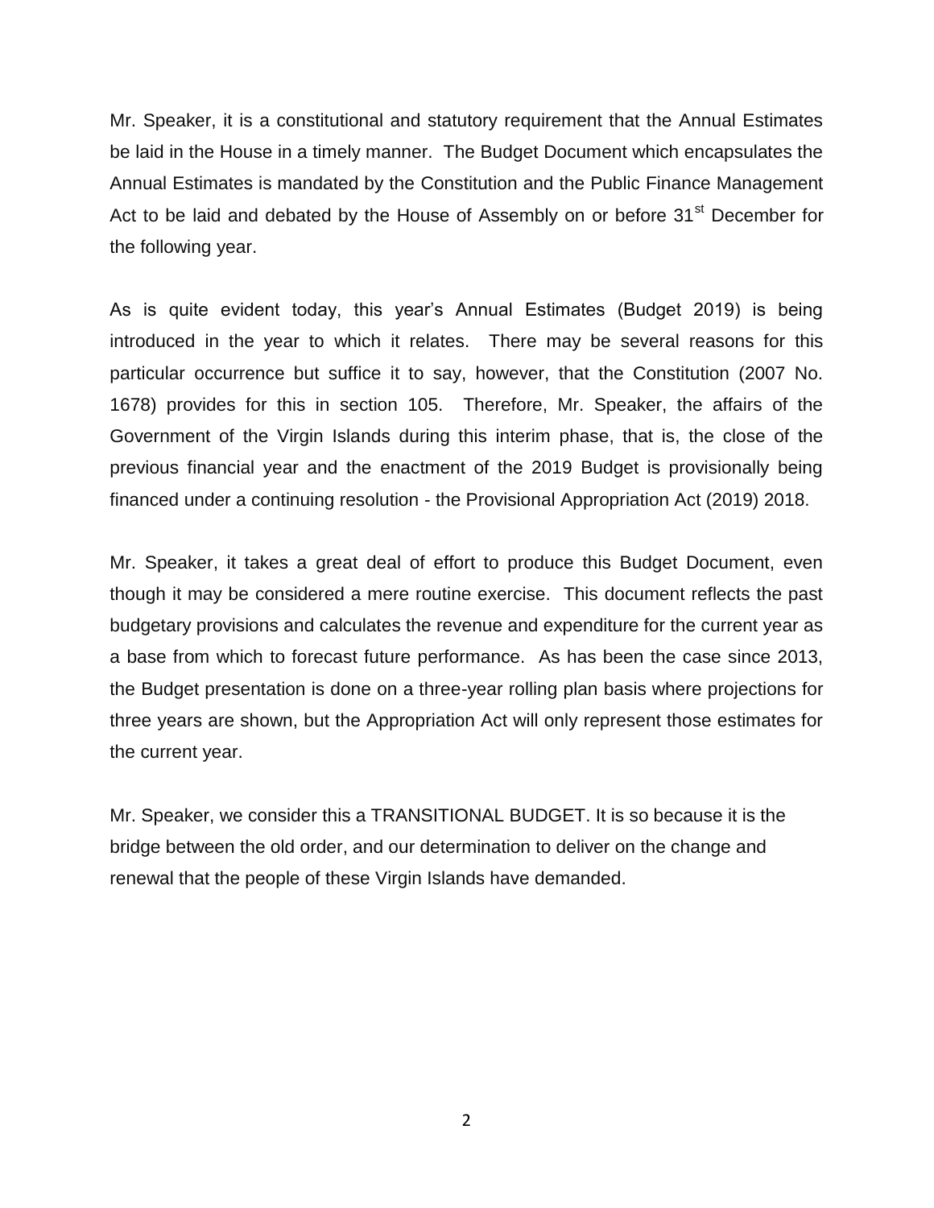Mr. Speaker, it is a constitutional and statutory requirement that the Annual Estimates be laid in the House in a timely manner. The Budget Document which encapsulates the Annual Estimates is mandated by the Constitution and the Public Finance Management Act to be laid and debated by the House of Assembly on or before 31st December for the following year.

As is quite evident today, this year's Annual Estimates (Budget 2019) is being introduced in the year to which it relates. There may be several reasons for this particular occurrence but suffice it to say, however, that the Constitution (2007 No. 1678) provides for this in section 105. Therefore, Mr. Speaker, the affairs of the Government of the Virgin Islands during this interim phase, that is, the close of the previous financial year and the enactment of the 2019 Budget is provisionally being financed under a continuing resolution - the Provisional Appropriation Act (2019) 2018.

Mr. Speaker, it takes a great deal of effort to produce this Budget Document, even though it may be considered a mere routine exercise. This document reflects the past budgetary provisions and calculates the revenue and expenditure for the current year as a base from which to forecast future performance. As has been the case since 2013, the Budget presentation is done on a three-year rolling plan basis where projections for three years are shown, but the Appropriation Act will only represent those estimates for the current year.

Mr. Speaker, we consider this a TRANSITIONAL BUDGET. It is so because it is the bridge between the old order, and our determination to deliver on the change and renewal that the people of these Virgin Islands have demanded.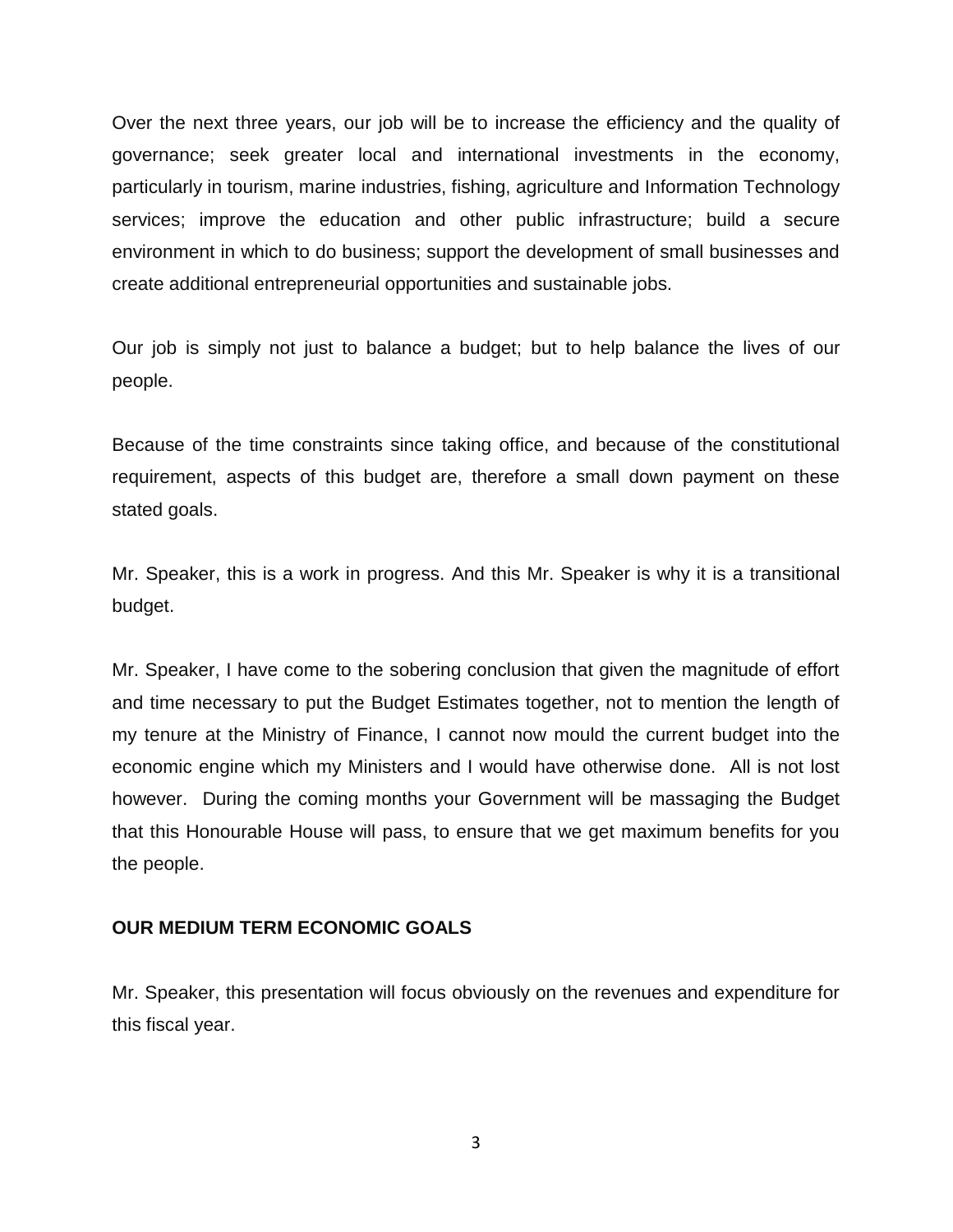Over the next three years, our job will be to increase the efficiency and the quality of governance; seek greater local and international investments in the economy, particularly in tourism, marine industries, fishing, agriculture and Information Technology services; improve the education and other public infrastructure; build a secure environment in which to do business; support the development of small businesses and create additional entrepreneurial opportunities and sustainable jobs.

Our job is simply not just to balance a budget; but to help balance the lives of our people.

Because of the time constraints since taking office, and because of the constitutional requirement, aspects of this budget are, therefore a small down payment on these stated goals.

Mr. Speaker, this is a work in progress. And this Mr. Speaker is why it is a transitional budget.

Mr. Speaker, I have come to the sobering conclusion that given the magnitude of effort and time necessary to put the Budget Estimates together, not to mention the length of my tenure at the Ministry of Finance, I cannot now mould the current budget into the economic engine which my Ministers and I would have otherwise done. All is not lost however. During the coming months your Government will be massaging the Budget that this Honourable House will pass, to ensure that we get maximum benefits for you the people.

**OUR MEDIUM TERM ECONOMIC GOALS**

Mr. Speaker, this presentation will focus obviously on the revenues and expenditure for this fiscal year.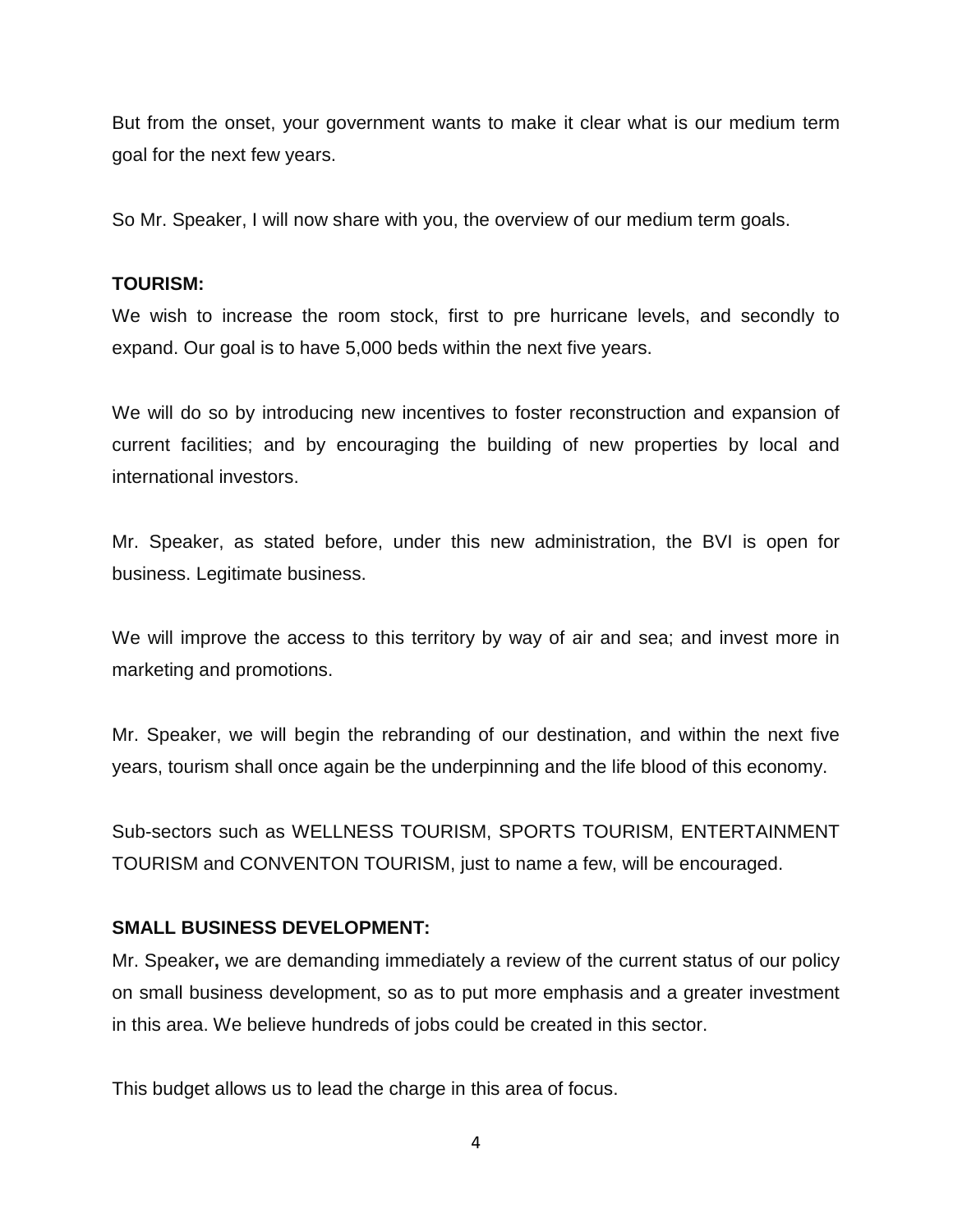But from the onset, your government wants to make it clear what is our medium term goal for the next few years.

So Mr. Speaker, I will now share with you, the overview of our medium term goals.

**TOURISM:**

We wish to increase the room stock, first to pre hurricane levels, and secondly to expand. Our goal is to have 5,000 beds within the next five years.

We will do so by introducing new incentives to foster reconstruction and expansion of current facilities; and by encouraging the building of new properties by local and international investors.

Mr. Speaker, as stated before, under this new administration, the BVI is open for business. Legitimate business.

We will improve the access to this territory by way of air and sea; and invest more in marketing and promotions.

Mr. Speaker, we will begin the rebranding of our destination, and within the next five years, tourism shall once again be the underpinning and the life blood of this economy.

Sub-sectors such as WELLNESS TOURISM, SPORTS TOURISM, ENTERTAINMENT TOURISM and CONVENTON TOURISM, just to name a few, will be encouraged.

**SMALL BUSINESS DEVELOPMENT:**

Mr. Speaker**,** we are demanding immediately a review of the current status of our policy on small business development, so as to put more emphasis and a greater investment in this area. We believe hundreds of jobs could be created in this sector.

This budget allows us to lead the charge in this area of focus.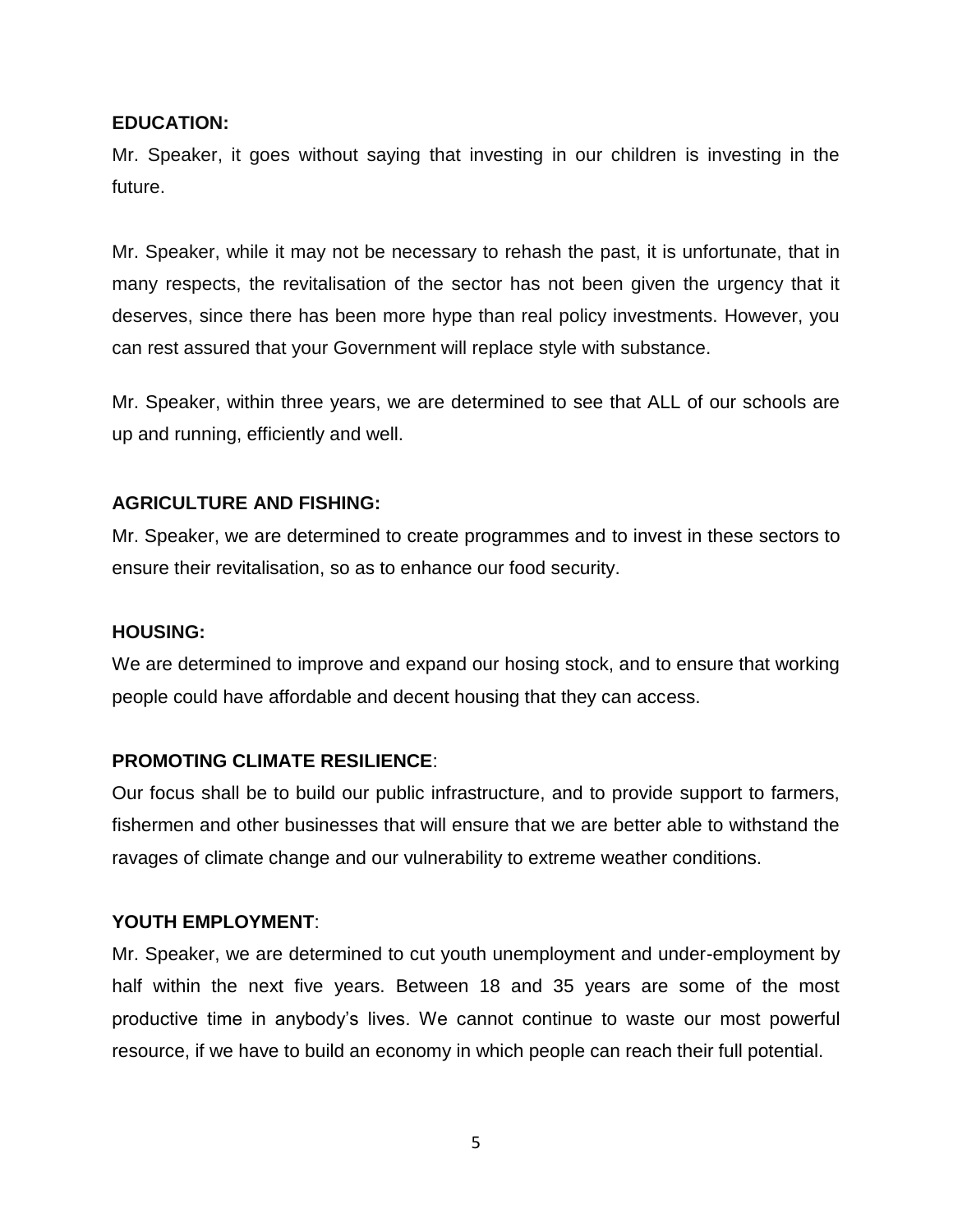**EDUCATION:**

Mr. Speaker, it goes without saying that investing in our children is investing in the future.

Mr. Speaker, while it may not be necessary to rehash the past, it is unfortunate, that in many respects, the revitalisation of the sector has not been given the urgency that it deserves, since there has been more hype than real policy investments. However, you can rest assured that your Government will replace style with substance.

Mr. Speaker, within three years, we are determined to see that ALL of our schools are up and running, efficiently and well.

**AGRICULTURE AND FISHING:**

Mr. Speaker, we are determined to create programmes and to invest in these sectors to ensure their revitalisation, so as to enhance our food security.

**HOUSING:**

We are determined to improve and expand our hosing stock, and to ensure that working people could have affordable and decent housing that they can access.

**PROMOTING CLIMATE RESILIENCE**:

Our focus shall be to build our public infrastructure, and to provide support to farmers, fishermen and other businesses that will ensure that we are better able to withstand the ravages of climate change and our vulnerability to extreme weather conditions.

**YOUTH EMPLOYMENT**:

Mr. Speaker, we are determined to cut youth unemployment and under-employment by half within the next five years. Between 18 and 35 years are some of the most productive time in anybody's lives. We cannot continue to waste our most powerful resource, if we have to build an economy in which people can reach their full potential.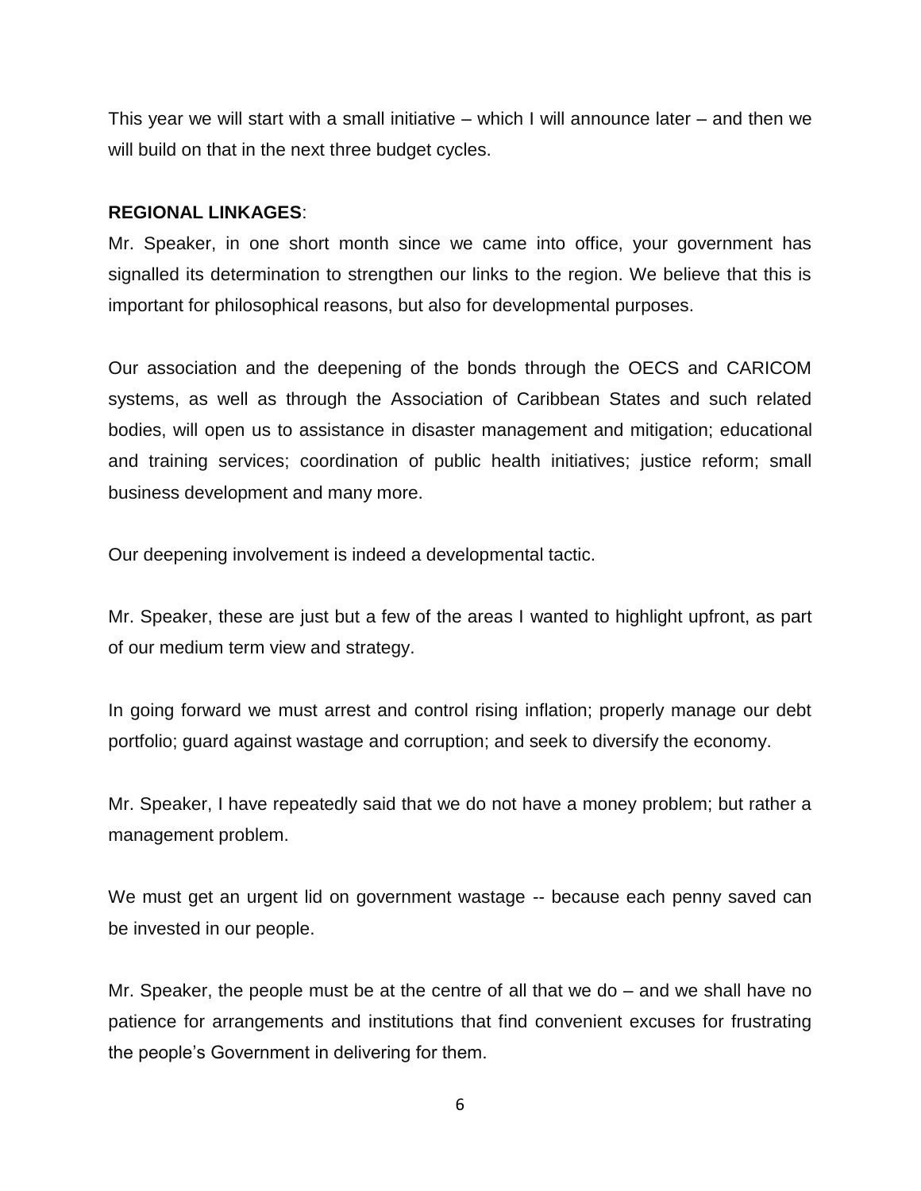This year we will start with a small initiative – which I will announce later – and then we will build on that in the next three budget cycles.

**REGIONAL LINKAGES**:

Mr. Speaker, in one short month since we came into office, your government has signalled its determination to strengthen our links to the region. We believe that this is important for philosophical reasons, but also for developmental purposes.

Our association and the deepening of the bonds through the OECS and CARICOM systems, as well as through the Association of Caribbean States and such related bodies, will open us to assistance in disaster management and mitigation; educational and training services; coordination of public health initiatives; justice reform; small business development and many more.

Our deepening involvement is indeed a developmental tactic.

Mr. Speaker, these are just but a few of the areas I wanted to highlight upfront, as part of our medium term view and strategy.

In going forward we must arrest and control rising inflation; properly manage our debt portfolio; guard against wastage and corruption; and seek to diversify the economy.

Mr. Speaker, I have repeatedly said that we do not have a money problem; but rather a management problem.

We must get an urgent lid on government wastage -- because each penny saved can be invested in our people.

Mr. Speaker, the people must be at the centre of all that we do – and we shall have no patience for arrangements and institutions that find convenient excuses for frustrating the people's Government in delivering for them.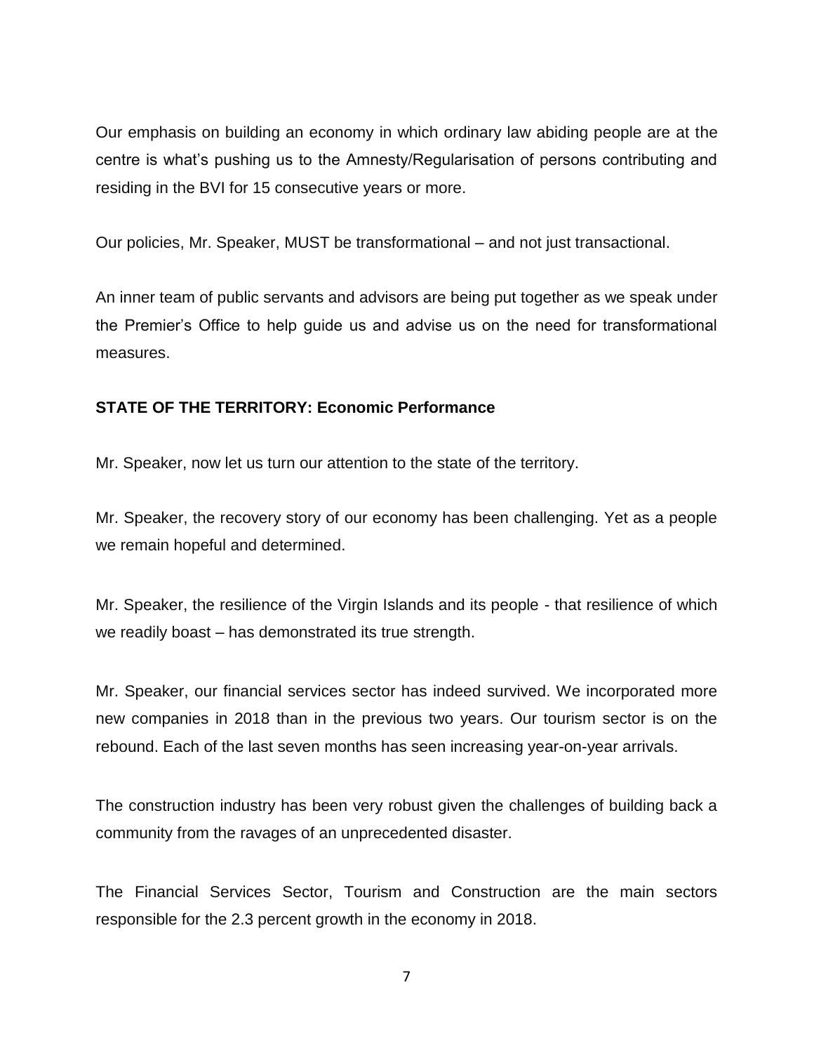Our emphasis on building an economy in which ordinary law abiding people are at the centre is what's pushing us to the Amnesty/Regularisation of persons contributing and residing in the BVI for 15 consecutive years or more.

Our policies, Mr. Speaker, MUST be transformational – and not just transactional.

An inner team of public servants and advisors are being put together as we speak under the Premier's Office to help guide us and advise us on the need for transformational measures.

**STATE OF THE TERRITORY: Economic Performance**

Mr. Speaker, now let us turn our attention to the state of the territory.

Mr. Speaker, the recovery story of our economy has been challenging. Yet as a people we remain hopeful and determined.

Mr. Speaker, the resilience of the Virgin Islands and its people - that resilience of which we readily boast – has demonstrated its true strength.

Mr. Speaker, our financial services sector has indeed survived. We incorporated more new companies in 2018 than in the previous two years. Our tourism sector is on the rebound. Each of the last seven months has seen increasing year-on-year arrivals.

The construction industry has been very robust given the challenges of building back a community from the ravages of an unprecedented disaster.

The Financial Services Sector, Tourism and Construction are the main sectors responsible for the 2.3 percent growth in the economy in 2018.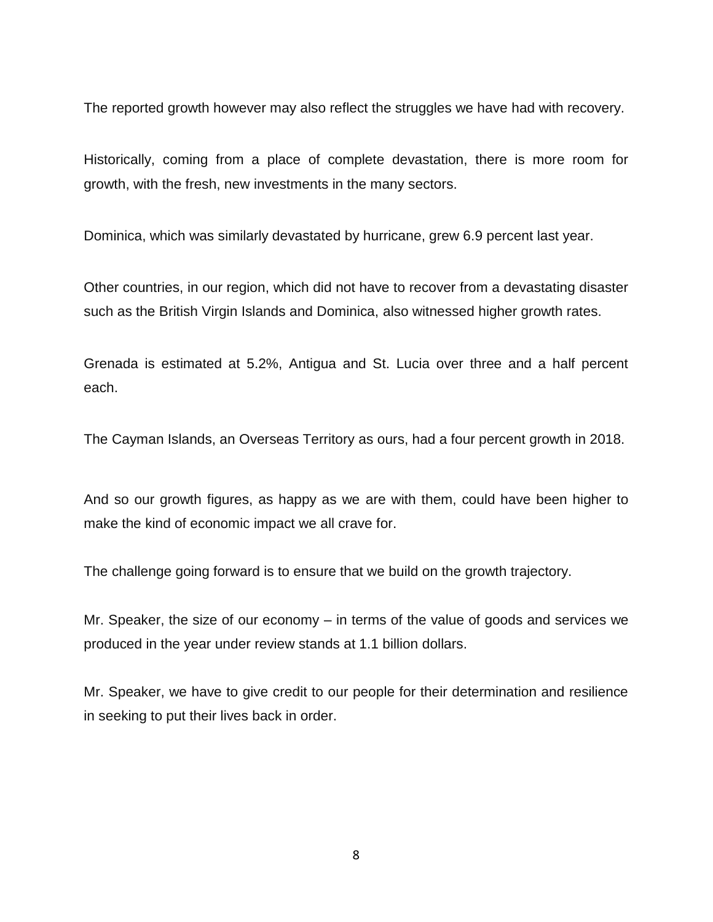The reported growth however may also reflect the struggles we have had with recovery.

Historically, coming from a place of complete devastation, there is more room for growth, with the fresh, new investments in the many sectors.

Dominica, which was similarly devastated by hurricane, grew 6.9 percent last year.

Other countries, in our region, which did not have to recover from a devastating disaster such as the British Virgin Islands and Dominica, also witnessed higher growth rates.

Grenada is estimated at 5.2%, Antigua and St. Lucia over three and a half percent each.

The Cayman Islands, an Overseas Territory as ours, had a four percent growth in 2018.

And so our growth figures, as happy as we are with them, could have been higher to make the kind of economic impact we all crave for.

The challenge going forward is to ensure that we build on the growth trajectory.

Mr. Speaker, the size of our economy – in terms of the value of goods and services we produced in the year under review stands at 1.1 billion dollars.

Mr. Speaker, we have to give credit to our people for their determination and resilience in seeking to put their lives back in order.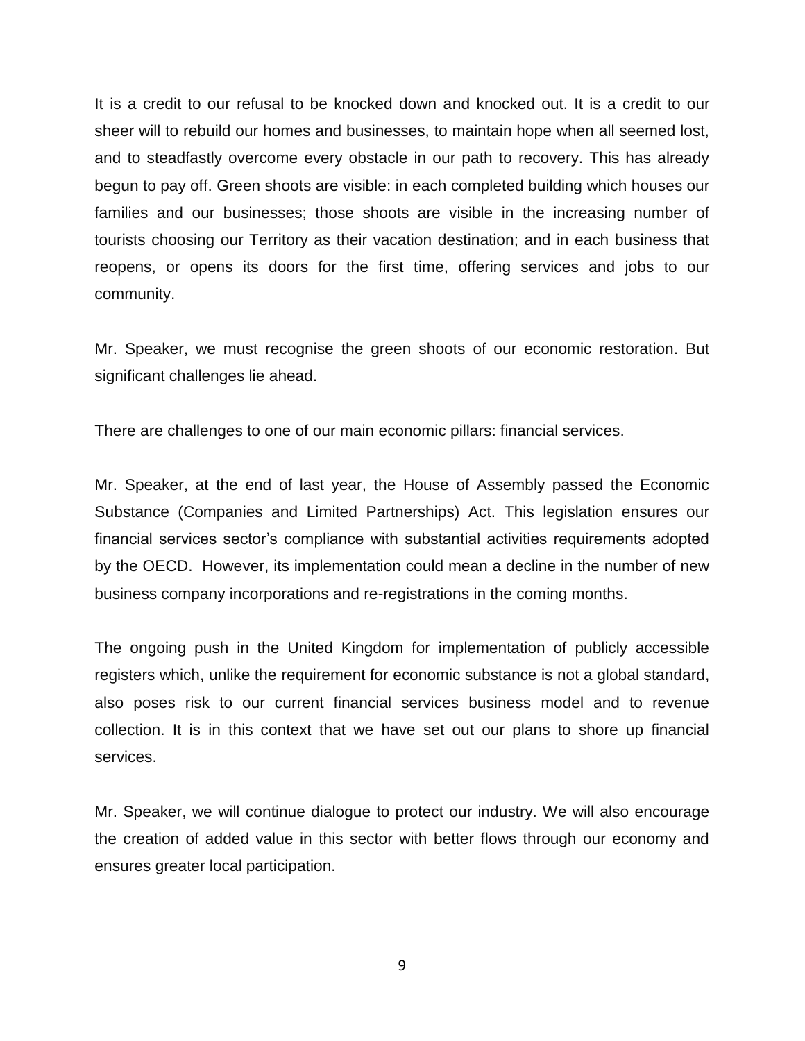It is a credit to our refusal to be knocked down and knocked out. It is a credit to our sheer will to rebuild our homes and businesses, to maintain hope when all seemed lost, and to steadfastly overcome every obstacle in our path to recovery. This has already begun to pay off. Green shoots are visible: in each completed building which houses our families and our businesses; those shoots are visible in the increasing number of tourists choosing our Territory as their vacation destination; and in each business that reopens, or opens its doors for the first time, offering services and jobs to our community.

Mr. Speaker, we must recognise the green shoots of our economic restoration. But significant challenges lie ahead.

There are challenges to one of our main economic pillars: financial services.

Mr. Speaker, at the end of last year, the House of Assembly passed the Economic Substance (Companies and Limited Partnerships) Act. This legislation ensures our financial services sector's compliance with substantial activities requirements adopted by the OECD. However, its implementation could mean a decline in the number of new business company incorporations and re-registrations in the coming months.

The ongoing push in the United Kingdom for implementation of publicly accessible registers which, unlike the requirement for economic substance is not a global standard, also poses risk to our current financial services business model and to revenue collection. It is in this context that we have set out our plans to shore up financial services.

Mr. Speaker, we will continue dialogue to protect our industry. We will also encourage the creation of added value in this sector with better flows through our economy and ensures greater local participation.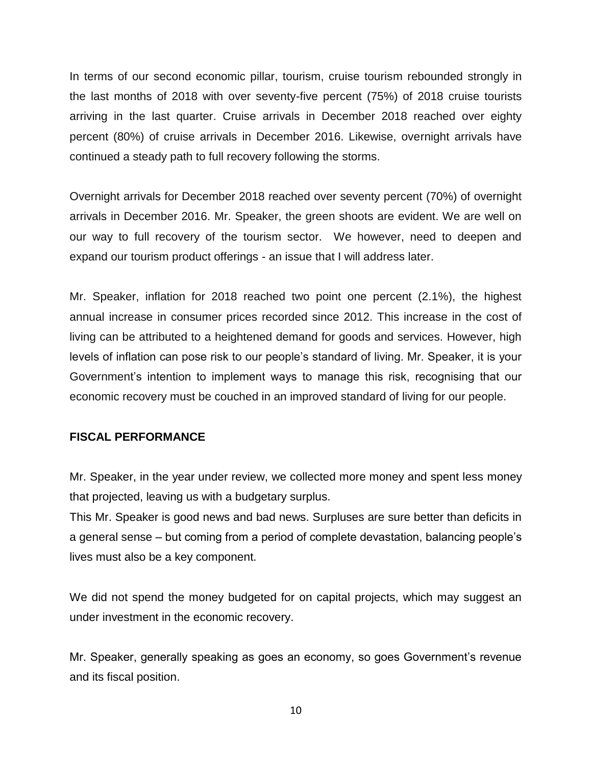In terms of our second economic pillar, tourism, cruise tourism rebounded strongly in the last months of 2018 with over seventy-five percent (75%) of 2018 cruise tourists arriving in the last quarter. Cruise arrivals in December 2018 reached over eighty percent (80%) of cruise arrivals in December 2016. Likewise, overnight arrivals have continued a steady path to full recovery following the storms.

Overnight arrivals for December 2018 reached over seventy percent (70%) of overnight arrivals in December 2016. Mr. Speaker, the green shoots are evident. We are well on our way to full recovery of the tourism sector. We however, need to deepen and expand our tourism product offerings - an issue that I will address later.

Mr. Speaker, inflation for 2018 reached two point one percent (2.1%), the highest annual increase in consumer prices recorded since 2012. This increase in the cost of living can be attributed to a heightened demand for goods and services. However, high levels of inflation can pose risk to our people's standard of living. Mr. Speaker, it is your Government's intention to implement ways to manage this risk, recognising that our economic recovery must be couched in an improved standard of living for our people.

## FISCAL PERFORMANCE

Mr. Speaker, in the year under review, we collected more money and spent less money that projected, leaving us with a budgetary surplus.

This Mr. Speaker is good news and bad news. Surpluses are sure better than deficits in a general sense – but coming from a period of complete devastation, balancing people's lives must also be a key component.

We did not spend the money budgeted for on capital projects, which may suggest an under investment in the economic recovery.

Mr. Speaker, generally speaking as goes an economy, so goes Government's revenue and its fiscal position.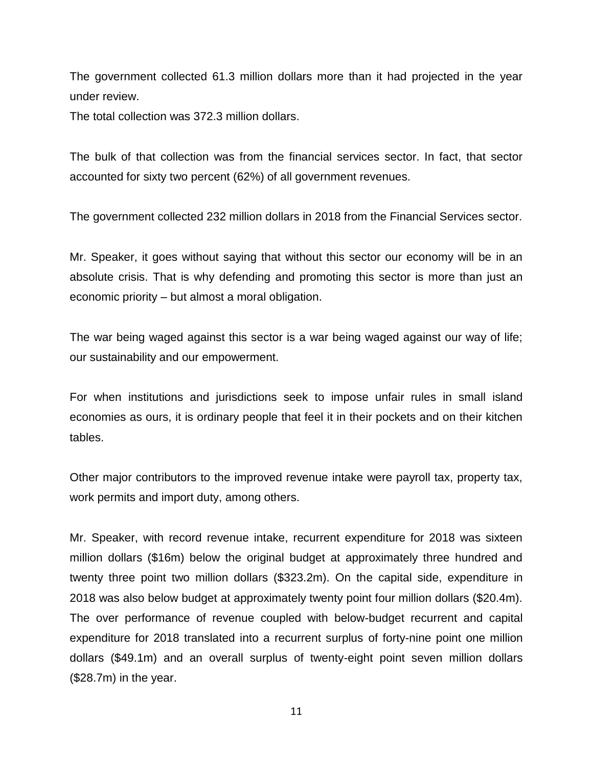The government collected 61.3 million dollars more than it had projected in the year under review.
The total collection was 372.3 million dollars.

The bulk of that collection was from the financial services sector. In fact, that sector accounted for sixty two percent (62%) of all government revenues.

The government collected 232 million dollars in 2018 from the Financial Services sector.

Mr. Speaker, it goes without saying that without this sector our economy will be in an absolute crisis. That is why defending and promoting this sector is more than just an economic priority – but almost a moral obligation.

The war being waged against this sector is a war being waged against our way of life; our sustainability and our empowerment.

For when institutions and jurisdictions seek to impose unfair rules in small island economies as ours, it is ordinary people that feel it in their pockets and on their kitchen tables.

Other major contributors to the improved revenue intake were payroll tax, property tax, work permits and import duty, among others.

Mr. Speaker, with record revenue intake, recurrent expenditure for 2018 was sixteen million dollars ($16m) below the original budget at approximately three hundred and twenty three point two million dollars ($323.2m). On the capital side, expenditure in 2018 was also below budget at approximately twenty point four million dollars ($20.4m). The over performance of revenue coupled with below-budget recurrent and capital expenditure for 2018 translated into a recurrent surplus of forty-nine point one million dollars ($49.1m) and an overall surplus of twenty-eight point seven million dollars ($28.7m) in the year.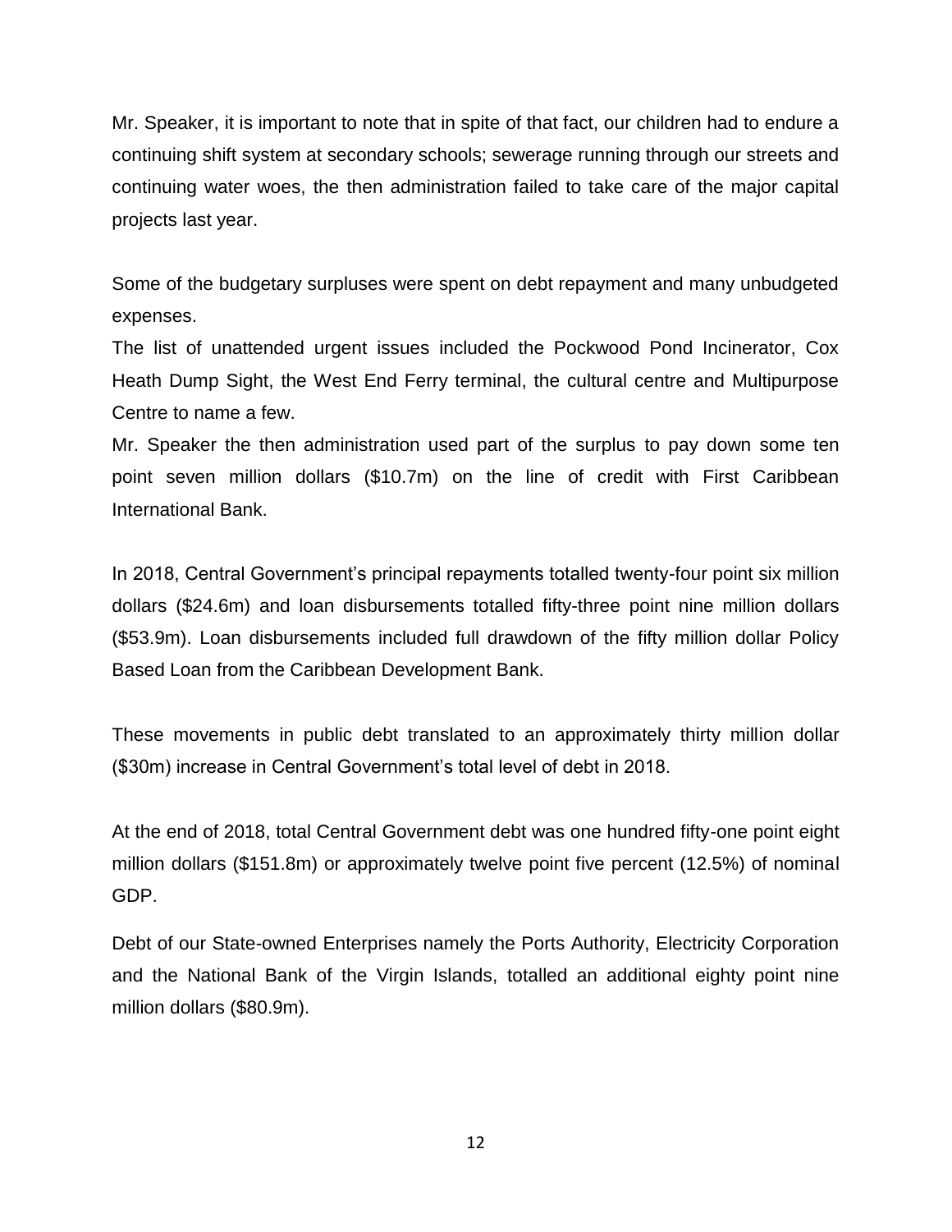Mr. Speaker, it is important to note that in spite of that fact, our children had to endure a continuing shift system at secondary schools; sewerage running through our streets and continuing water woes, the then administration failed to take care of the major capital projects last year.

Some of the budgetary surpluses were spent on debt repayment and many unbudgeted expenses.

The list of unattended urgent issues included the Pockwood Pond Incinerator, Cox Heath Dump Sight, the West End Ferry terminal, the cultural centre and Multipurpose Centre to name a few.

Mr. Speaker the then administration used part of the surplus to pay down some ten point seven million dollars ($10.7m) on the line of credit with First Caribbean International Bank.

In 2018, Central Government's principal repayments totalled twenty-four point six million dollars ($24.6m) and loan disbursements totalled fifty-three point nine million dollars ($53.9m). Loan disbursements included full drawdown of the fifty million dollar Policy Based Loan from the Caribbean Development Bank.

These movements in public debt translated to an approximately thirty million dollar ($30m) increase in Central Government's total level of debt in 2018.

At the end of 2018, total Central Government debt was one hundred fifty-one point eight million dollars ($151.8m) or approximately twelve point five percent (12.5%) of nominal GDP.

Debt of our State-owned Enterprises namely the Ports Authority, Electricity Corporation and the National Bank of the Virgin Islands, totalled an additional eighty point nine million dollars ($80.9m).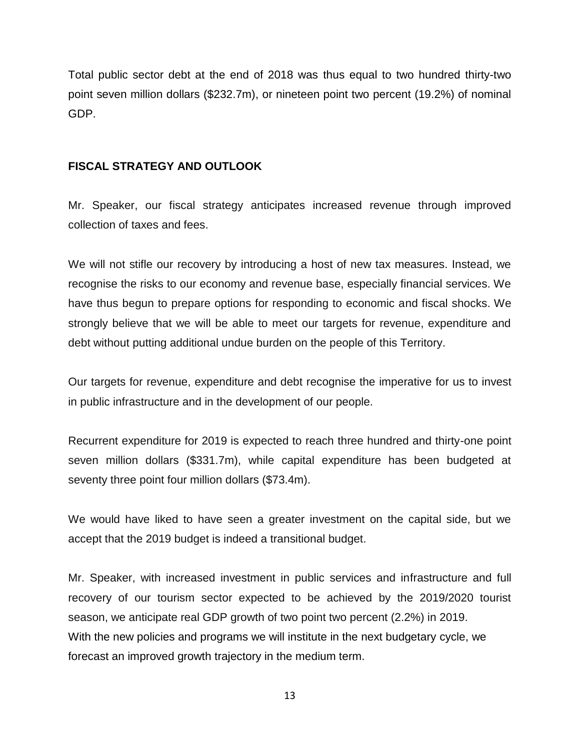Total public sector debt at the end of 2018 was thus equal to two hundred thirty-two point seven million dollars ($232.7m), or nineteen point two percent (19.2%) of nominal GDP.

## FISCAL STRATEGY AND OUTLOOK

Mr. Speaker, our fiscal strategy anticipates increased revenue through improved collection of taxes and fees.

We will not stifle our recovery by introducing a host of new tax measures. Instead, we recognise the risks to our economy and revenue base, especially financial services. We have thus begun to prepare options for responding to economic and fiscal shocks. We strongly believe that we will be able to meet our targets for revenue, expenditure and debt without putting additional undue burden on the people of this Territory.

Our targets for revenue, expenditure and debt recognise the imperative for us to invest in public infrastructure and in the development of our people.

Recurrent expenditure for 2019 is expected to reach three hundred and thirty-one point seven million dollars ($331.7m), while capital expenditure has been budgeted at seventy three point four million dollars ($73.4m).

We would have liked to have seen a greater investment on the capital side, but we accept that the 2019 budget is indeed a transitional budget.

Mr. Speaker, with increased investment in public services and infrastructure and full recovery of our tourism sector expected to be achieved by the 2019/2020 tourist season, we anticipate real GDP growth of two point two percent (2.2%) in 2019. With the new policies and programs we will institute in the next budgetary cycle, we forecast an improved growth trajectory in the medium term.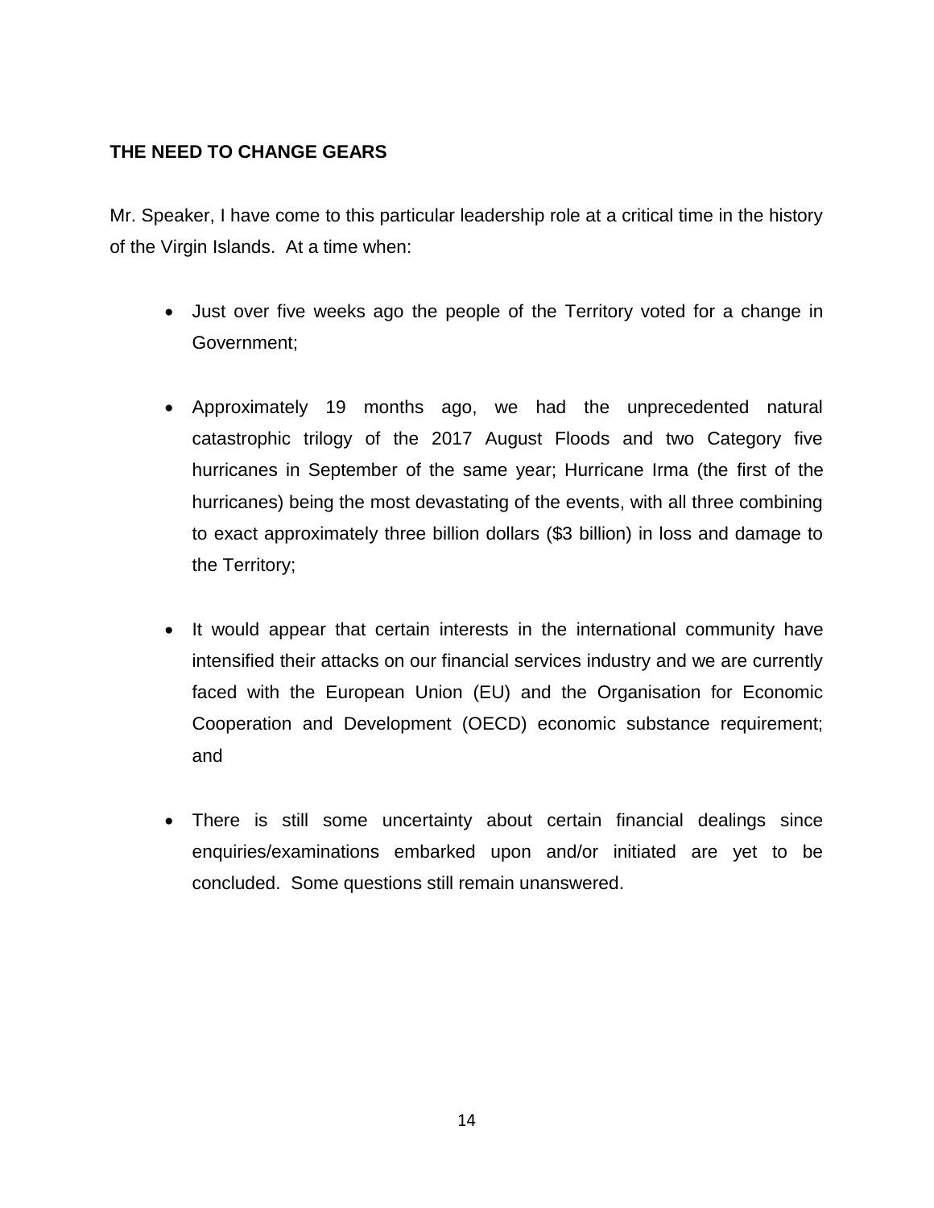**THE NEED TO CHANGE GEARS**

Mr. Speaker, I have come to this particular leadership role at a critical time in the history of the Virgin Islands. At a time when:

- Just over five weeks ago the people of the Territory voted for a change in Government;

- Approximately 19 months ago, we had the unprecedented natural catastrophic trilogy of the 2017 August Floods and two Category five hurricanes in September of the same year; Hurricane Irma (the first of the hurricanes) being the most devastating of the events, with all three combining to exact approximately three billion dollars ($3 billion) in loss and damage to the Territory;

- It would appear that certain interests in the international community have intensified their attacks on our financial services industry and we are currently faced with the European Union (EU) and the Organisation for Economic Cooperation and Development (OECD) economic substance requirement; and

- There is still some uncertainty about certain financial dealings since enquiries/examinations embarked upon and/or initiated are yet to be concluded. Some questions still remain unanswered.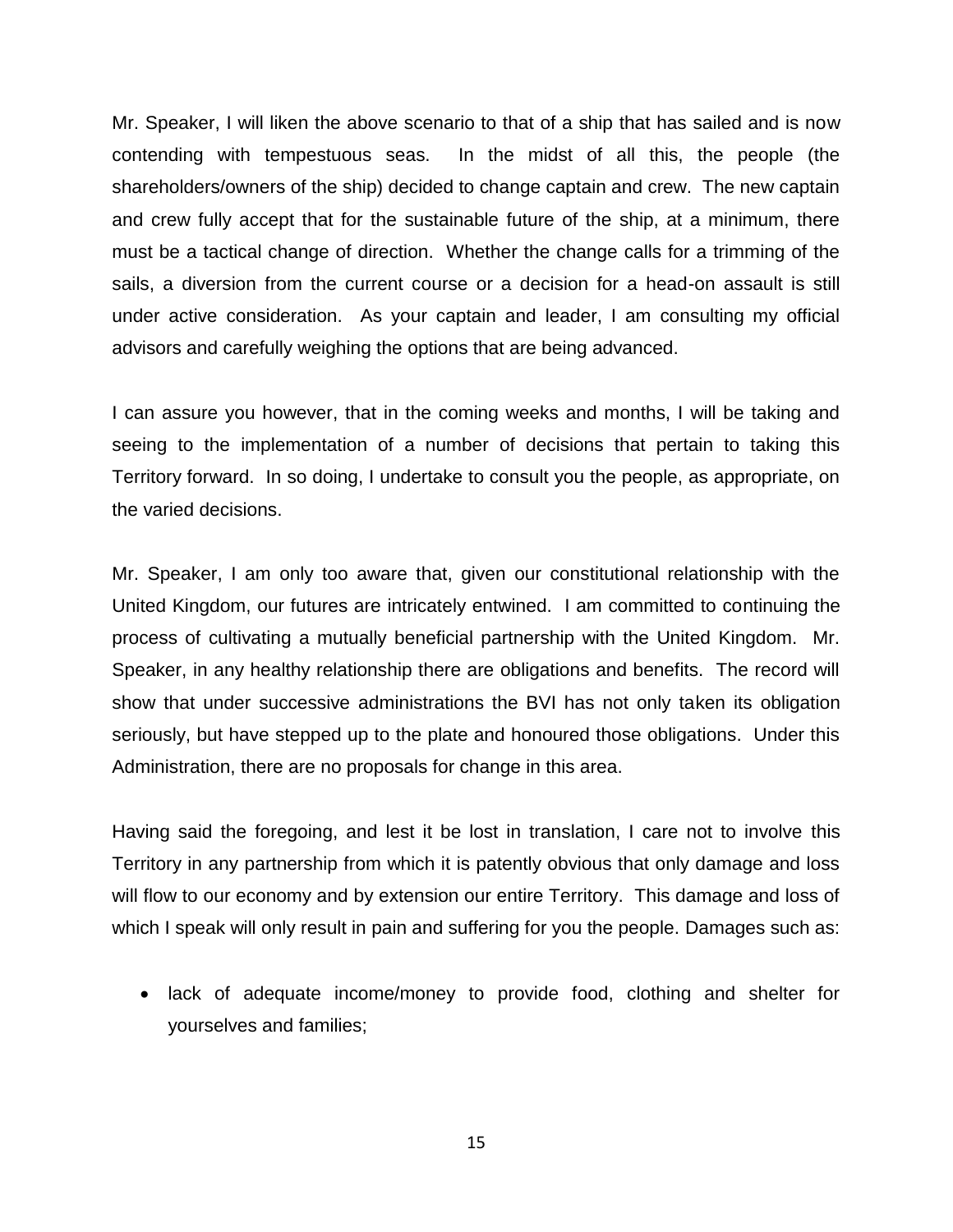Mr. Speaker, I will liken the above scenario to that of a ship that has sailed and is now contending with tempestuous seas. In the midst of all this, the people (the shareholders/owners of the ship) decided to change captain and crew. The new captain and crew fully accept that for the sustainable future of the ship, at a minimum, there must be a tactical change of direction. Whether the change calls for a trimming of the sails, a diversion from the current course or a decision for a head-on assault is still under active consideration. As your captain and leader, I am consulting my official advisors and carefully weighing the options that are being advanced.

I can assure you however, that in the coming weeks and months, I will be taking and seeing to the implementation of a number of decisions that pertain to taking this Territory forward. In so doing, I undertake to consult you the people, as appropriate, on the varied decisions.

Mr. Speaker, I am only too aware that, given our constitutional relationship with the United Kingdom, our futures are intricately entwined. I am committed to continuing the process of cultivating a mutually beneficial partnership with the United Kingdom. Mr. Speaker, in any healthy relationship there are obligations and benefits. The record will show that under successive administrations the BVI has not only taken its obligation seriously, but have stepped up to the plate and honoured those obligations. Under this Administration, there are no proposals for change in this area.

Having said the foregoing, and lest it be lost in translation, I care not to involve this Territory in any partnership from which it is patently obvious that only damage and loss will flow to our economy and by extension our entire Territory. This damage and loss of which I speak will only result in pain and suffering for you the people. Damages such as:

- lack of adequate income/money to provide food, clothing and shelter for yourselves and families;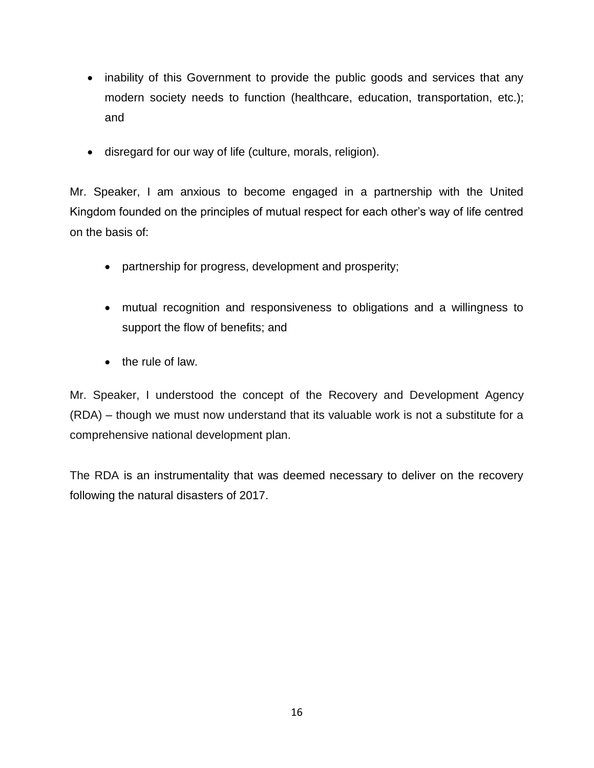- inability of this Government to provide the public goods and services that any modern society needs to function (healthcare, education, transportation, etc.); and

- disregard for our way of life (culture, morals, religion).

Mr. Speaker, I am anxious to become engaged in a partnership with the United Kingdom founded on the principles of mutual respect for each other's way of life centred on the basis of:

- partnership for progress, development and prosperity;

- mutual recognition and responsiveness to obligations and a willingness to support the flow of benefits; and

- the rule of law.

Mr. Speaker, I understood the concept of the Recovery and Development Agency (RDA) – though we must now understand that its valuable work is not a substitute for a comprehensive national development plan.

The RDA is an instrumentality that was deemed necessary to deliver on the recovery following the natural disasters of 2017.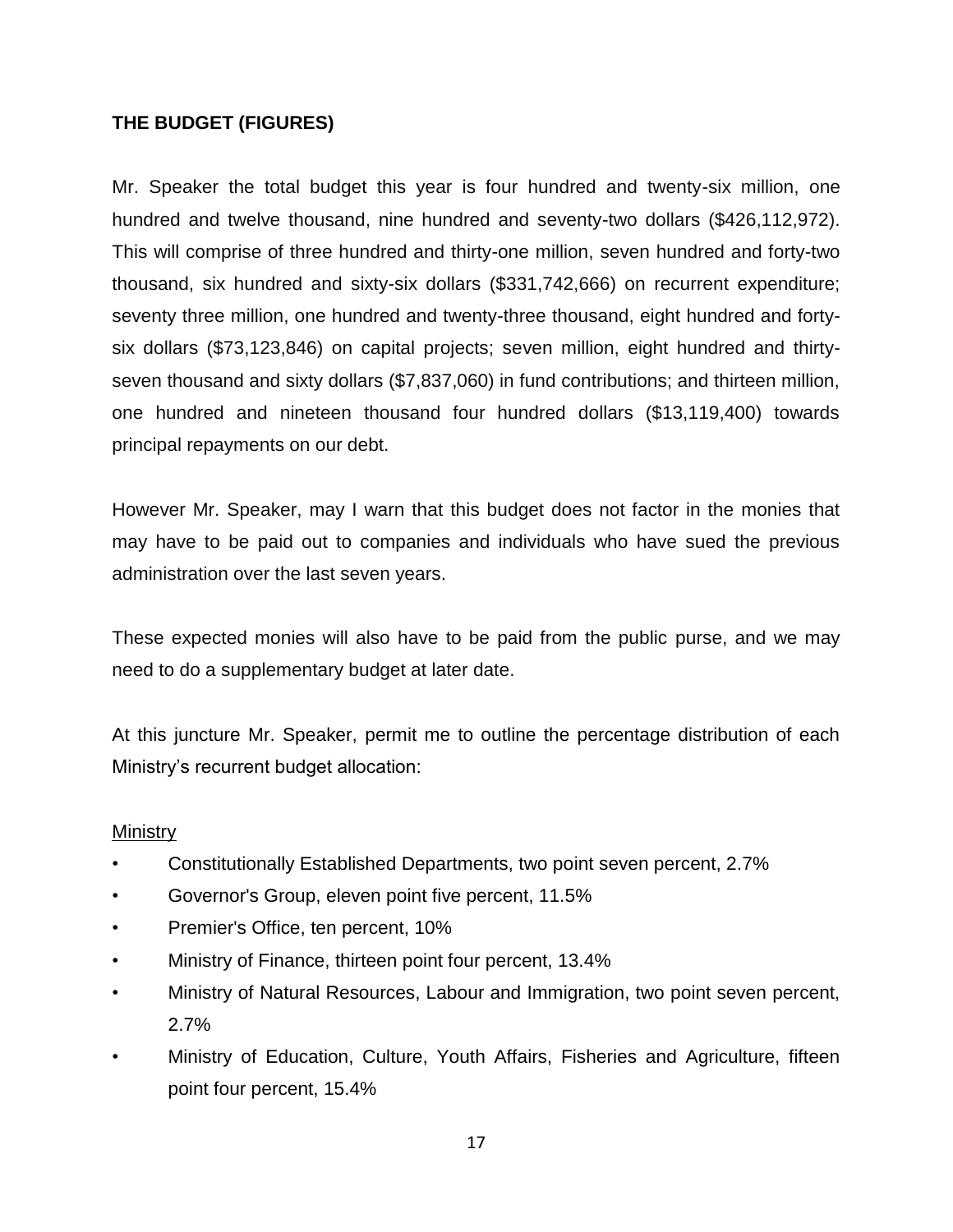**THE BUDGET (FIGURES)**

Mr. Speaker the total budget this year is four hundred and twenty-six million, one hundred and twelve thousand, nine hundred and seventy-two dollars ($426,112,972). This will comprise of three hundred and thirty-one million, seven hundred and forty-two thousand, six hundred and sixty-six dollars ($331,742,666) on recurrent expenditure; seventy three million, one hundred and twenty-three thousand, eight hundred and forty-six dollars ($73,123,846) on capital projects; seven million, eight hundred and thirty-seven thousand and sixty dollars ($7,837,060) in fund contributions; and thirteen million, one hundred and nineteen thousand four hundred dollars ($13,119,400) towards principal repayments on our debt.

However Mr. Speaker, may I warn that this budget does not factor in the monies that may have to be paid out to companies and individuals who have sued the previous administration over the last seven years.

These expected monies will also have to be paid from the public purse, and we may need to do a supplementary budget at later date.

At this juncture Mr. Speaker, permit me to outline the percentage distribution of each Ministry's recurrent budget allocation:

<u>Ministry</u>

- Constitutionally Established Departments, two point seven percent, 2.7%
- Governor's Group, eleven point five percent, 11.5%
- Premier's Office, ten percent, 10%
- Ministry of Finance, thirteen point four percent, 13.4%
- Ministry of Natural Resources, Labour and Immigration, two point seven percent, 2.7%
- Ministry of Education, Culture, Youth Affairs, Fisheries and Agriculture, fifteen point four percent, 15.4%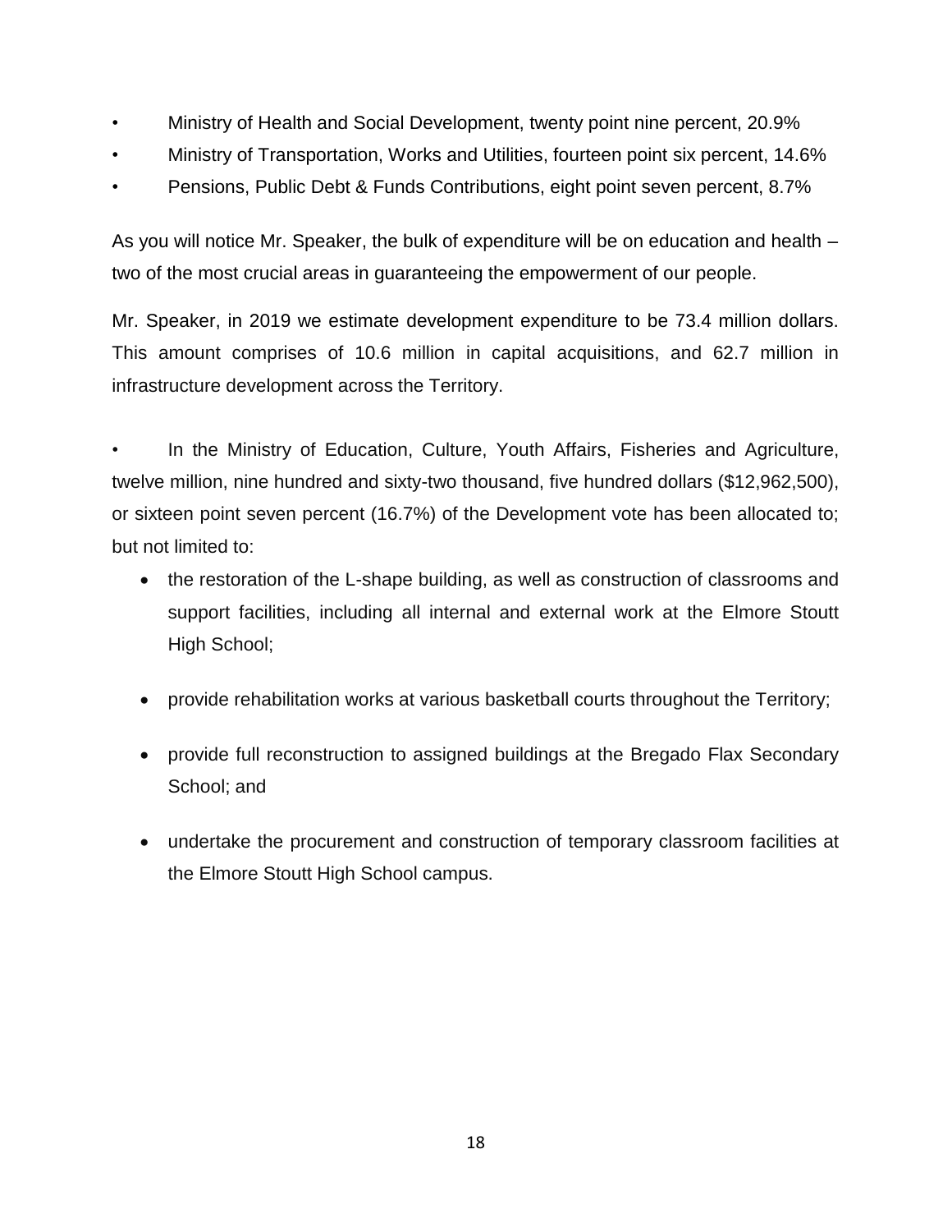- Ministry of Health and Social Development, twenty point nine percent, 20.9%
- Ministry of Transportation, Works and Utilities, fourteen point six percent, 14.6%
- Pensions, Public Debt & Funds Contributions, eight point seven percent, 8.7%

As you will notice Mr. Speaker, the bulk of expenditure will be on education and health – two of the most crucial areas in guaranteeing the empowerment of our people.

Mr. Speaker, in 2019 we estimate development expenditure to be 73.4 million dollars. This amount comprises of 10.6 million in capital acquisitions, and 62.7 million in infrastructure development across the Territory.

- In the Ministry of Education, Culture, Youth Affairs, Fisheries and Agriculture, twelve million, nine hundred and sixty-two thousand, five hundred dollars ($12,962,500), or sixteen point seven percent (16.7%) of the Development vote has been allocated to; but not limited to:
  - the restoration of the L-shape building, as well as construction of classrooms and support facilities, including all internal and external work at the Elmore Stoutt High School;
  - provide rehabilitation works at various basketball courts throughout the Territory;
  - provide full reconstruction to assigned buildings at the Bregado Flax Secondary School; and
  - undertake the procurement and construction of temporary classroom facilities at the Elmore Stoutt High School campus.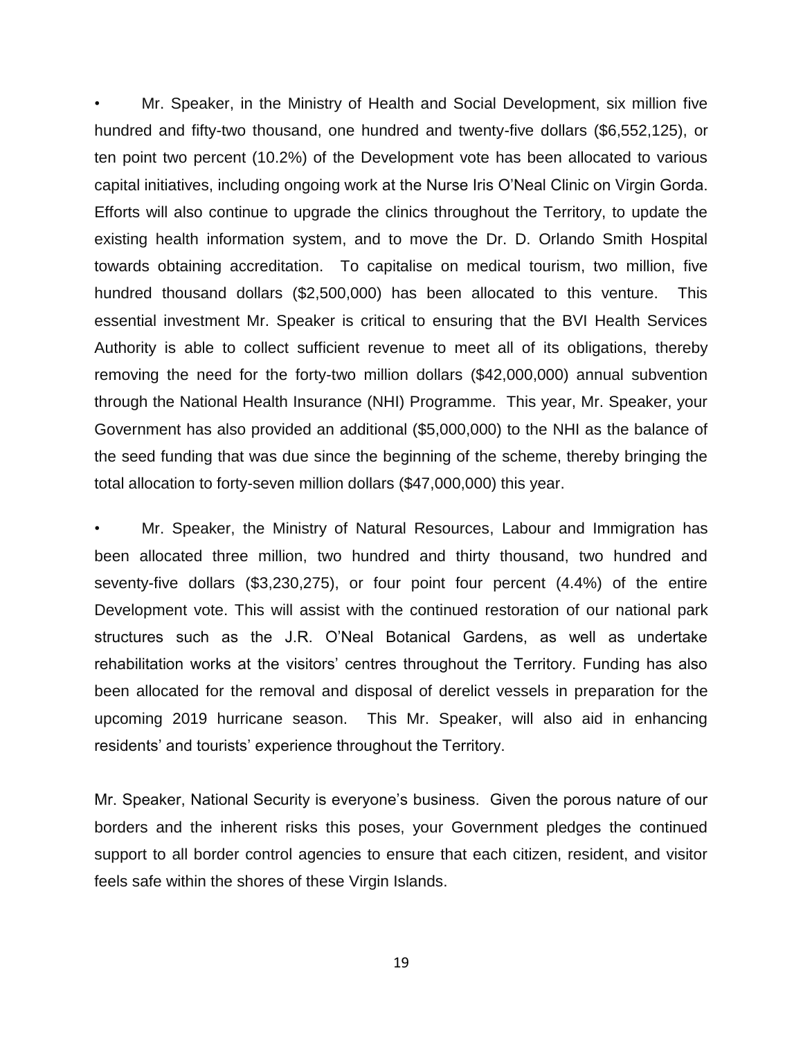- Mr. Speaker, in the Ministry of Health and Social Development, six million five hundred and fifty-two thousand, one hundred and twenty-five dollars ($6,552,125), or ten point two percent (10.2%) of the Development vote has been allocated to various capital initiatives, including ongoing work at the Nurse Iris O'Neal Clinic on Virgin Gorda. Efforts will also continue to upgrade the clinics throughout the Territory, to update the existing health information system, and to move the Dr. D. Orlando Smith Hospital towards obtaining accreditation. To capitalise on medical tourism, two million, five hundred thousand dollars ($2,500,000) has been allocated to this venture. This essential investment Mr. Speaker is critical to ensuring that the BVI Health Services Authority is able to collect sufficient revenue to meet all of its obligations, thereby removing the need for the forty-two million dollars ($42,000,000) annual subvention through the National Health Insurance (NHI) Programme. This year, Mr. Speaker, your Government has also provided an additional ($5,000,000) to the NHI as the balance of the seed funding that was due since the beginning of the scheme, thereby bringing the total allocation to forty-seven million dollars ($47,000,000) this year.

- Mr. Speaker, the Ministry of Natural Resources, Labour and Immigration has been allocated three million, two hundred and thirty thousand, two hundred and seventy-five dollars ($3,230,275), or four point four percent (4.4%) of the entire Development vote. This will assist with the continued restoration of our national park structures such as the J.R. O'Neal Botanical Gardens, as well as undertake rehabilitation works at the visitors' centres throughout the Territory. Funding has also been allocated for the removal and disposal of derelict vessels in preparation for the upcoming 2019 hurricane season. This Mr. Speaker, will also aid in enhancing residents' and tourists' experience throughout the Territory.

Mr. Speaker, National Security is everyone's business. Given the porous nature of our borders and the inherent risks this poses, your Government pledges the continued support to all border control agencies to ensure that each citizen, resident, and visitor feels safe within the shores of these Virgin Islands.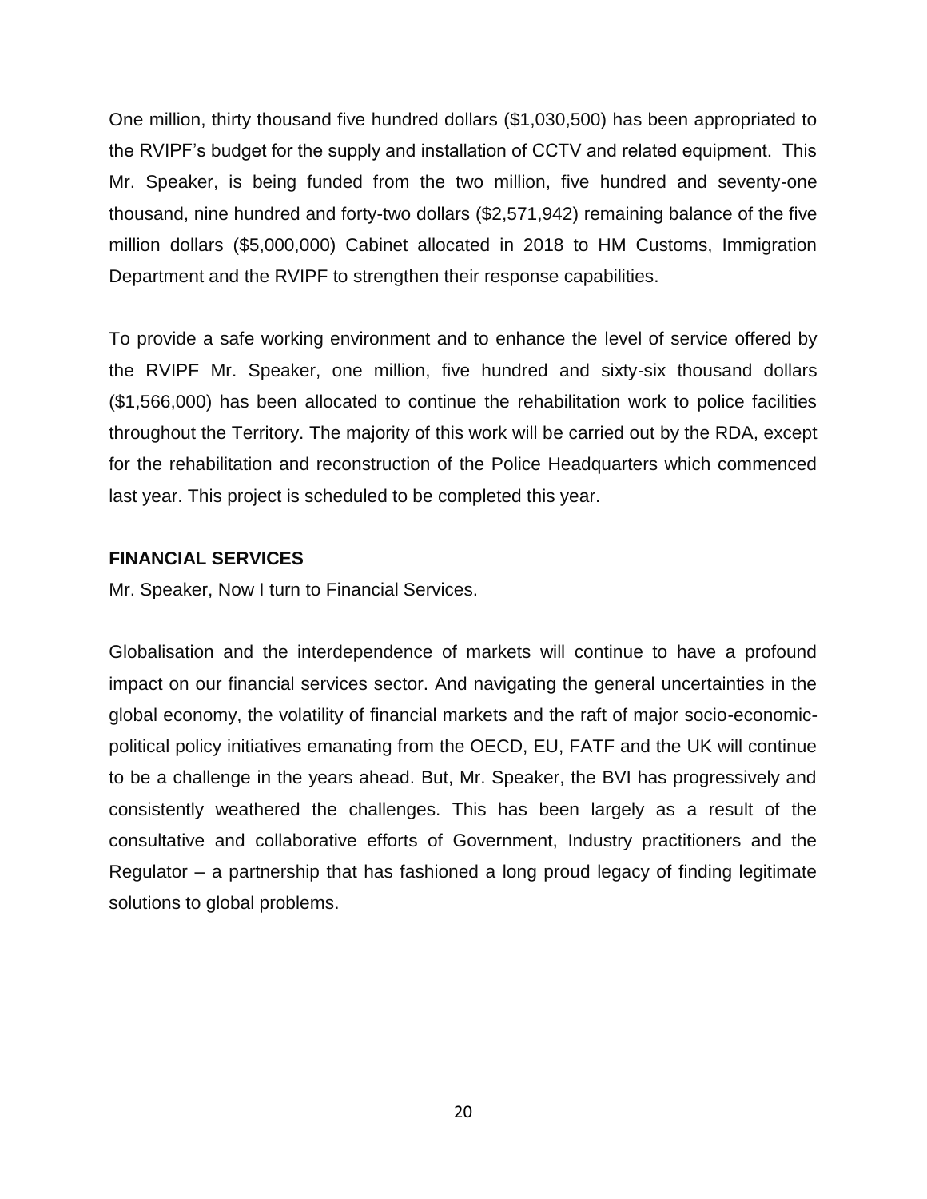One million, thirty thousand five hundred dollars ($1,030,500) has been appropriated to the RVIPF's budget for the supply and installation of CCTV and related equipment. This Mr. Speaker, is being funded from the two million, five hundred and seventy-one thousand, nine hundred and forty-two dollars ($2,571,942) remaining balance of the five million dollars ($5,000,000) Cabinet allocated in 2018 to HM Customs, Immigration Department and the RVIPF to strengthen their response capabilities.

To provide a safe working environment and to enhance the level of service offered by the RVIPF Mr. Speaker, one million, five hundred and sixty-six thousand dollars ($1,566,000) has been allocated to continue the rehabilitation work to police facilities throughout the Territory. The majority of this work will be carried out by the RDA, except for the rehabilitation and reconstruction of the Police Headquarters which commenced last year. This project is scheduled to be completed this year.

**FINANCIAL SERVICES**

Mr. Speaker, Now I turn to Financial Services.

Globalisation and the interdependence of markets will continue to have a profound impact on our financial services sector. And navigating the general uncertainties in the global economy, the volatility of financial markets and the raft of major socio-economic-political policy initiatives emanating from the OECD, EU, FATF and the UK will continue to be a challenge in the years ahead. But, Mr. Speaker, the BVI has progressively and consistently weathered the challenges. This has been largely as a result of the consultative and collaborative efforts of Government, Industry practitioners and the Regulator – a partnership that has fashioned a long proud legacy of finding legitimate solutions to global problems.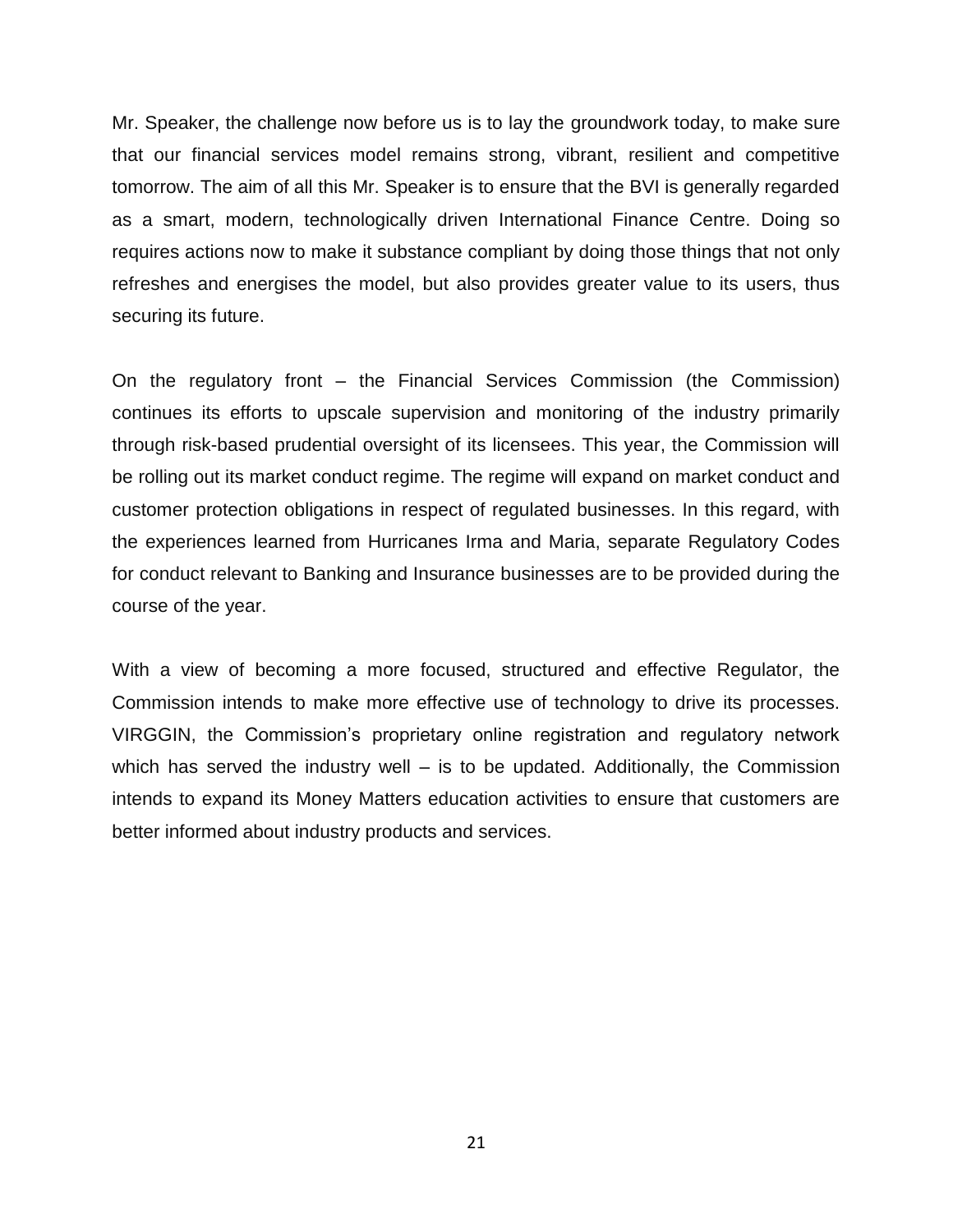Mr. Speaker, the challenge now before us is to lay the groundwork today, to make sure that our financial services model remains strong, vibrant, resilient and competitive tomorrow. The aim of all this Mr. Speaker is to ensure that the BVI is generally regarded as a smart, modern, technologically driven International Finance Centre. Doing so requires actions now to make it substance compliant by doing those things that not only refreshes and energises the model, but also provides greater value to its users, thus securing its future.

On the regulatory front – the Financial Services Commission (the Commission) continues its efforts to upscale supervision and monitoring of the industry primarily through risk-based prudential oversight of its licensees. This year, the Commission will be rolling out its market conduct regime. The regime will expand on market conduct and customer protection obligations in respect of regulated businesses. In this regard, with the experiences learned from Hurricanes Irma and Maria, separate Regulatory Codes for conduct relevant to Banking and Insurance businesses are to be provided during the course of the year.

With a view of becoming a more focused, structured and effective Regulator, the Commission intends to make more effective use of technology to drive its processes. VIRGGIN, the Commission's proprietary online registration and regulatory network which has served the industry well – is to be updated. Additionally, the Commission intends to expand its Money Matters education activities to ensure that customers are better informed about industry products and services.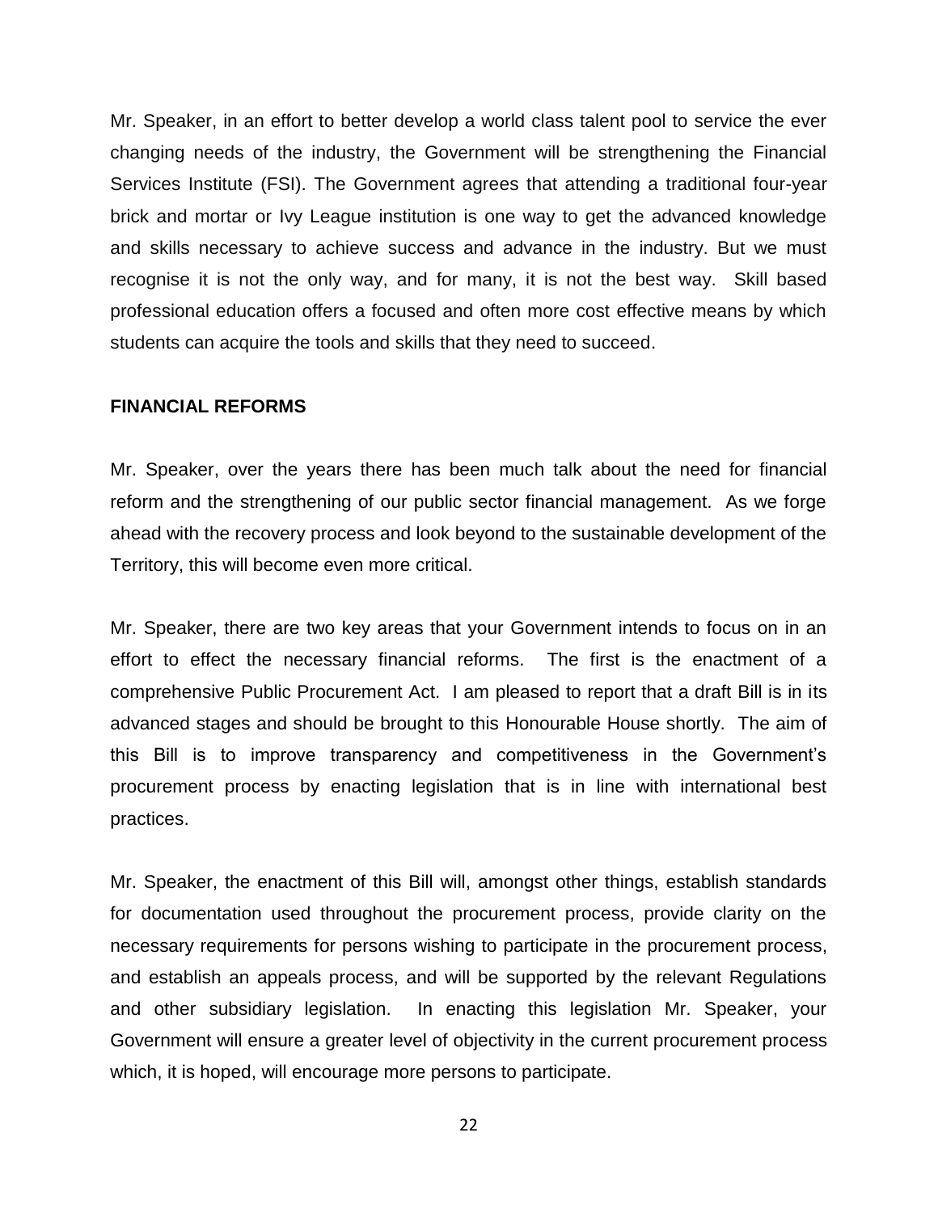Mr. Speaker, in an effort to better develop a world class talent pool to service the ever changing needs of the industry, the Government will be strengthening the Financial Services Institute (FSI). The Government agrees that attending a traditional four-year brick and mortar or Ivy League institution is one way to get the advanced knowledge and skills necessary to achieve success and advance in the industry. But we must recognise it is not the only way, and for many, it is not the best way. Skill based professional education offers a focused and often more cost effective means by which students can acquire the tools and skills that they need to succeed.

**FINANCIAL REFORMS**

Mr. Speaker, over the years there has been much talk about the need for financial reform and the strengthening of our public sector financial management. As we forge ahead with the recovery process and look beyond to the sustainable development of the Territory, this will become even more critical.

Mr. Speaker, there are two key areas that your Government intends to focus on in an effort to effect the necessary financial reforms. The first is the enactment of a comprehensive Public Procurement Act. I am pleased to report that a draft Bill is in its advanced stages and should be brought to this Honourable House shortly. The aim of this Bill is to improve transparency and competitiveness in the Government's procurement process by enacting legislation that is in line with international best practices.

Mr. Speaker, the enactment of this Bill will, amongst other things, establish standards for documentation used throughout the procurement process, provide clarity on the necessary requirements for persons wishing to participate in the procurement process, and establish an appeals process, and will be supported by the relevant Regulations and other subsidiary legislation. In enacting this legislation Mr. Speaker, your Government will ensure a greater level of objectivity in the current procurement process which, it is hoped, will encourage more persons to participate.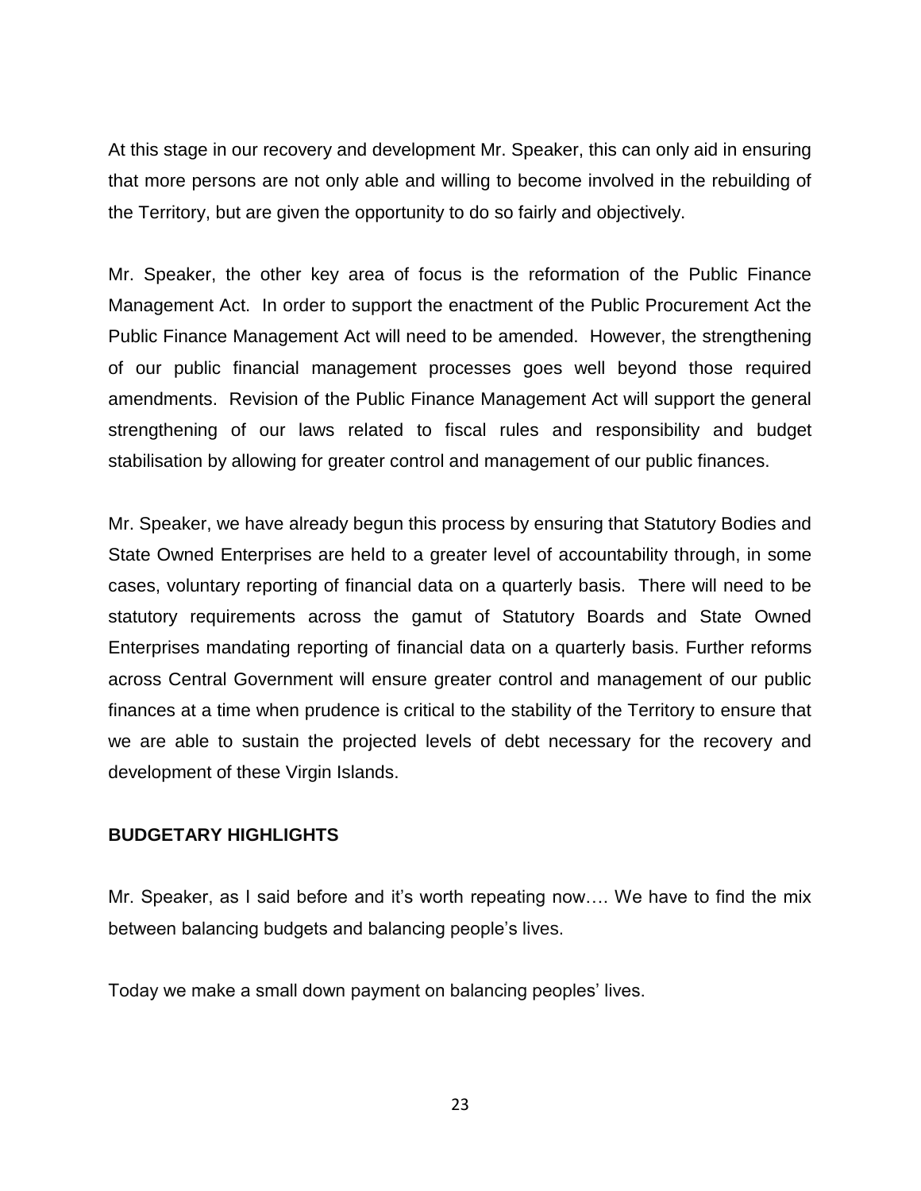At this stage in our recovery and development Mr. Speaker, this can only aid in ensuring that more persons are not only able and willing to become involved in the rebuilding of the Territory, but are given the opportunity to do so fairly and objectively.

Mr. Speaker, the other key area of focus is the reformation of the Public Finance Management Act. In order to support the enactment of the Public Procurement Act the Public Finance Management Act will need to be amended. However, the strengthening of our public financial management processes goes well beyond those required amendments. Revision of the Public Finance Management Act will support the general strengthening of our laws related to fiscal rules and responsibility and budget stabilisation by allowing for greater control and management of our public finances.

Mr. Speaker, we have already begun this process by ensuring that Statutory Bodies and State Owned Enterprises are held to a greater level of accountability through, in some cases, voluntary reporting of financial data on a quarterly basis. There will need to be statutory requirements across the gamut of Statutory Boards and State Owned Enterprises mandating reporting of financial data on a quarterly basis. Further reforms across Central Government will ensure greater control and management of our public finances at a time when prudence is critical to the stability of the Territory to ensure that we are able to sustain the projected levels of debt necessary for the recovery and development of these Virgin Islands.

## BUDGETARY HIGHLIGHTS

Mr. Speaker, as I said before and it's worth repeating now…. We have to find the mix between balancing budgets and balancing people's lives.

Today we make a small down payment on balancing peoples' lives.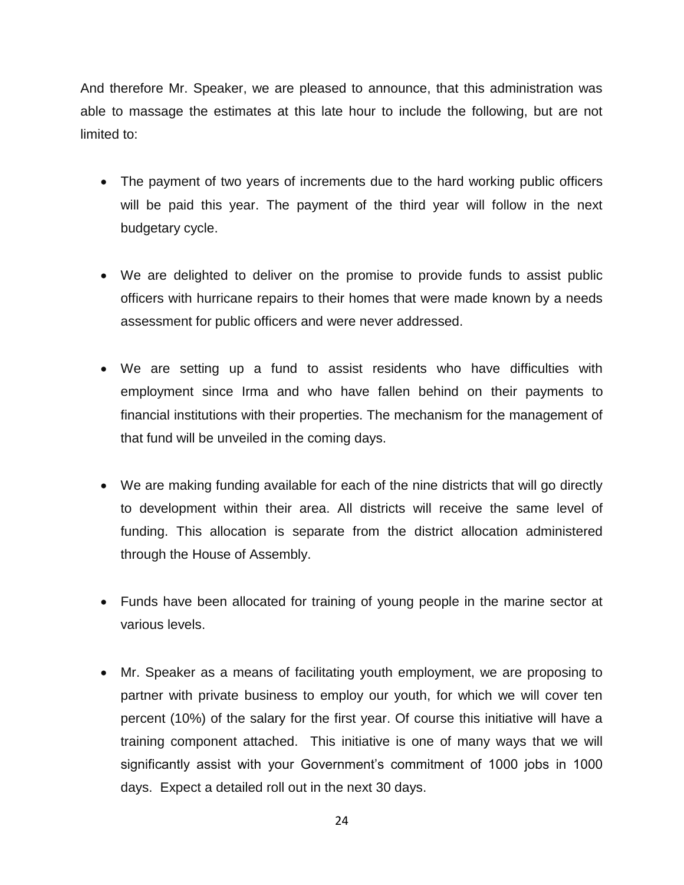And therefore Mr. Speaker, we are pleased to announce, that this administration was able to massage the estimates at this late hour to include the following, but are not limited to:

- The payment of two years of increments due to the hard working public officers will be paid this year. The payment of the third year will follow in the next budgetary cycle.

- We are delighted to deliver on the promise to provide funds to assist public officers with hurricane repairs to their homes that were made known by a needs assessment for public officers and were never addressed.

- We are setting up a fund to assist residents who have difficulties with employment since Irma and who have fallen behind on their payments to financial institutions with their properties. The mechanism for the management of that fund will be unveiled in the coming days.

- We are making funding available for each of the nine districts that will go directly to development within their area. All districts will receive the same level of funding. This allocation is separate from the district allocation administered through the House of Assembly.

- Funds have been allocated for training of young people in the marine sector at various levels.

- Mr. Speaker as a means of facilitating youth employment, we are proposing to partner with private business to employ our youth, for which we will cover ten percent (10%) of the salary for the first year. Of course this initiative will have a training component attached. This initiative is one of many ways that we will significantly assist with your Government's commitment of 1000 jobs in 1000 days. Expect a detailed roll out in the next 30 days.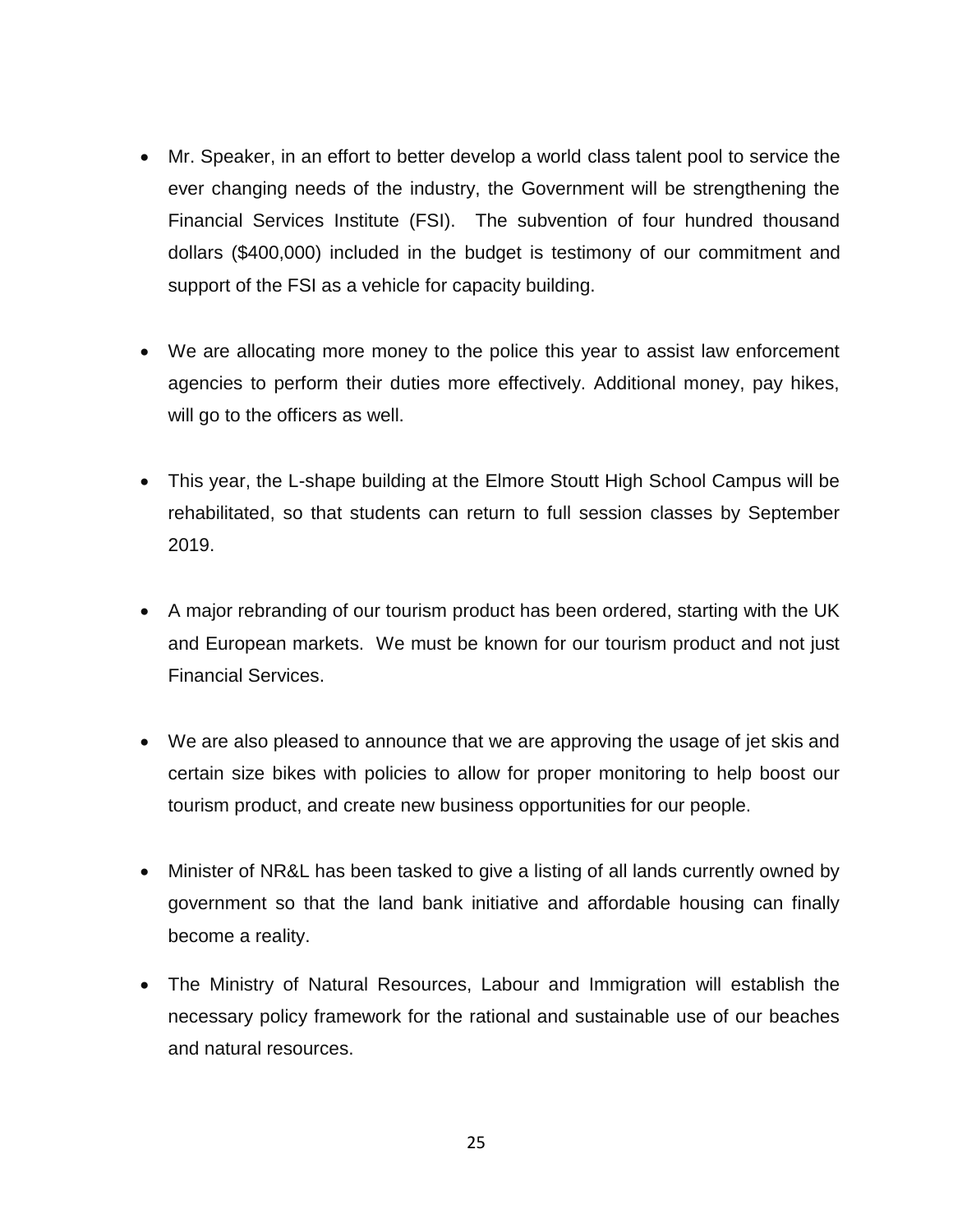- Mr. Speaker, in an effort to better develop a world class talent pool to service the ever changing needs of the industry, the Government will be strengthening the Financial Services Institute (FSI). The subvention of four hundred thousand dollars ($400,000) included in the budget is testimony of our commitment and support of the FSI as a vehicle for capacity building.

- We are allocating more money to the police this year to assist law enforcement agencies to perform their duties more effectively. Additional money, pay hikes, will go to the officers as well.

- This year, the L-shape building at the Elmore Stoutt High School Campus will be rehabilitated, so that students can return to full session classes by September 2019.

- A major rebranding of our tourism product has been ordered, starting with the UK and European markets. We must be known for our tourism product and not just Financial Services.

- We are also pleased to announce that we are approving the usage of jet skis and certain size bikes with policies to allow for proper monitoring to help boost our tourism product, and create new business opportunities for our people.

- Minister of NR&L has been tasked to give a listing of all lands currently owned by government so that the land bank initiative and affordable housing can finally become a reality.

- The Ministry of Natural Resources, Labour and Immigration will establish the necessary policy framework for the rational and sustainable use of our beaches and natural resources.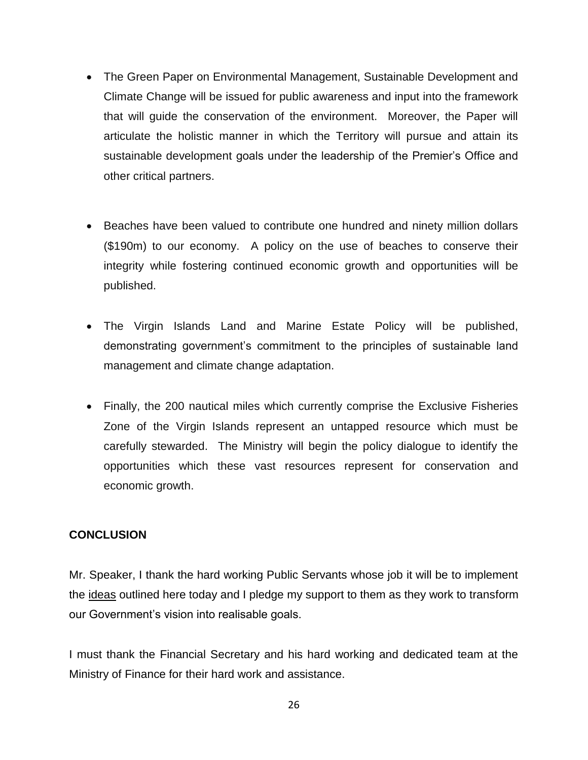- The Green Paper on Environmental Management, Sustainable Development and Climate Change will be issued for public awareness and input into the framework that will guide the conservation of the environment. Moreover, the Paper will articulate the holistic manner in which the Territory will pursue and attain its sustainable development goals under the leadership of the Premier's Office and other critical partners.

- Beaches have been valued to contribute one hundred and ninety million dollars ($190m) to our economy. A policy on the use of beaches to conserve their integrity while fostering continued economic growth and opportunities will be published.

- The Virgin Islands Land and Marine Estate Policy will be published, demonstrating government's commitment to the principles of sustainable land management and climate change adaptation.

- Finally, the 200 nautical miles which currently comprise the Exclusive Fisheries Zone of the Virgin Islands represent an untapped resource which must be carefully stewarded. The Ministry will begin the policy dialogue to identify the opportunities which these vast resources represent for conservation and economic growth.

**CONCLUSION**

Mr. Speaker, I thank the hard working Public Servants whose job it will be to implement the <u>ideas</u> outlined here today and I pledge my support to them as they work to transform our Government's vision into realisable goals.

I must thank the Financial Secretary and his hard working and dedicated team at the Ministry of Finance for their hard work and assistance.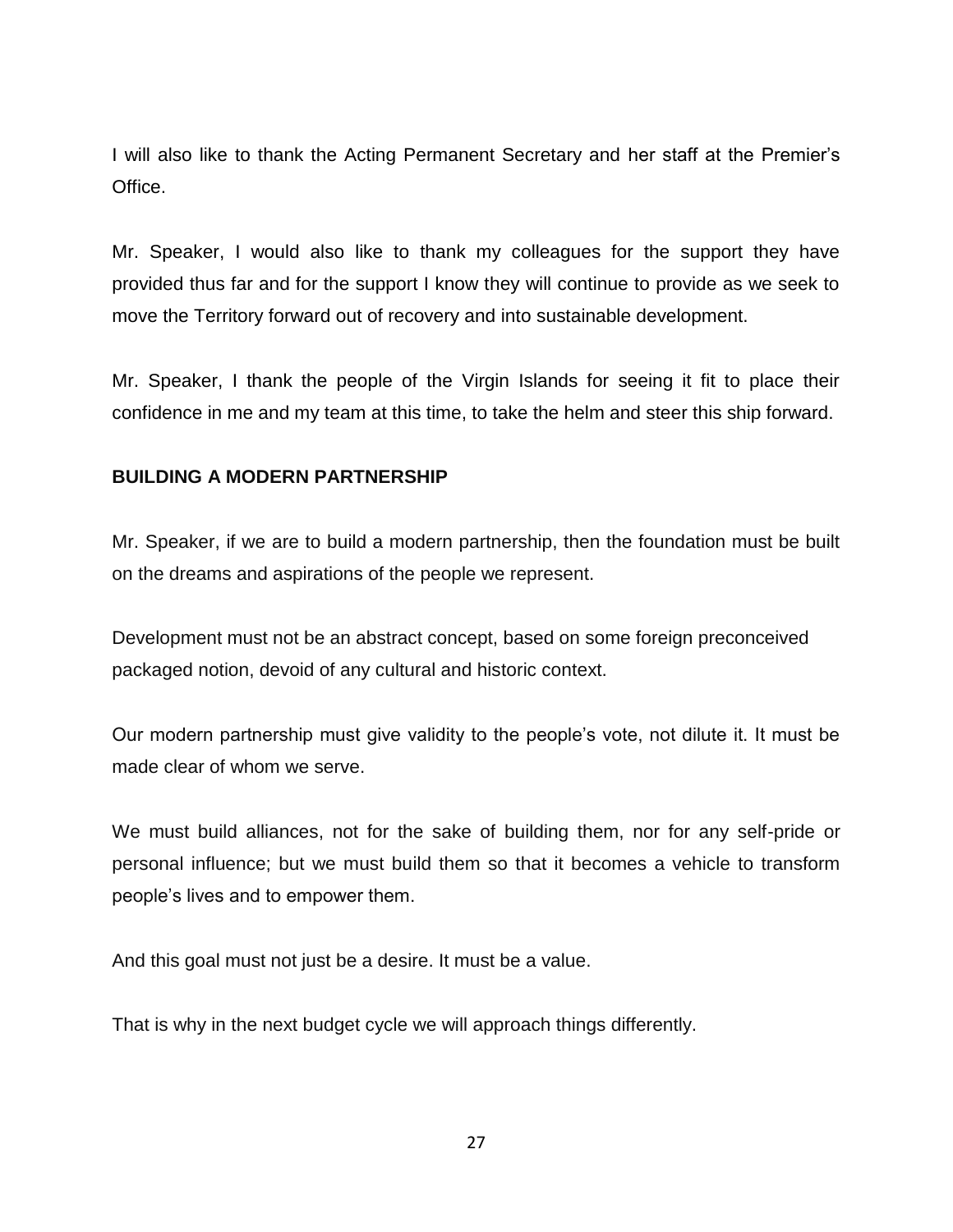I will also like to thank the Acting Permanent Secretary and her staff at the Premier's Office.

Mr. Speaker, I would also like to thank my colleagues for the support they have provided thus far and for the support I know they will continue to provide as we seek to move the Territory forward out of recovery and into sustainable development.

Mr. Speaker, I thank the people of the Virgin Islands for seeing it fit to place their confidence in me and my team at this time, to take the helm and steer this ship forward.

## BUILDING A MODERN PARTNERSHIP

Mr. Speaker, if we are to build a modern partnership, then the foundation must be built on the dreams and aspirations of the people we represent.

Development must not be an abstract concept, based on some foreign preconceived packaged notion, devoid of any cultural and historic context.

Our modern partnership must give validity to the people's vote, not dilute it. It must be made clear of whom we serve.

We must build alliances, not for the sake of building them, nor for any self-pride or personal influence; but we must build them so that it becomes a vehicle to transform people's lives and to empower them.

And this goal must not just be a desire. It must be a value.

That is why in the next budget cycle we will approach things differently.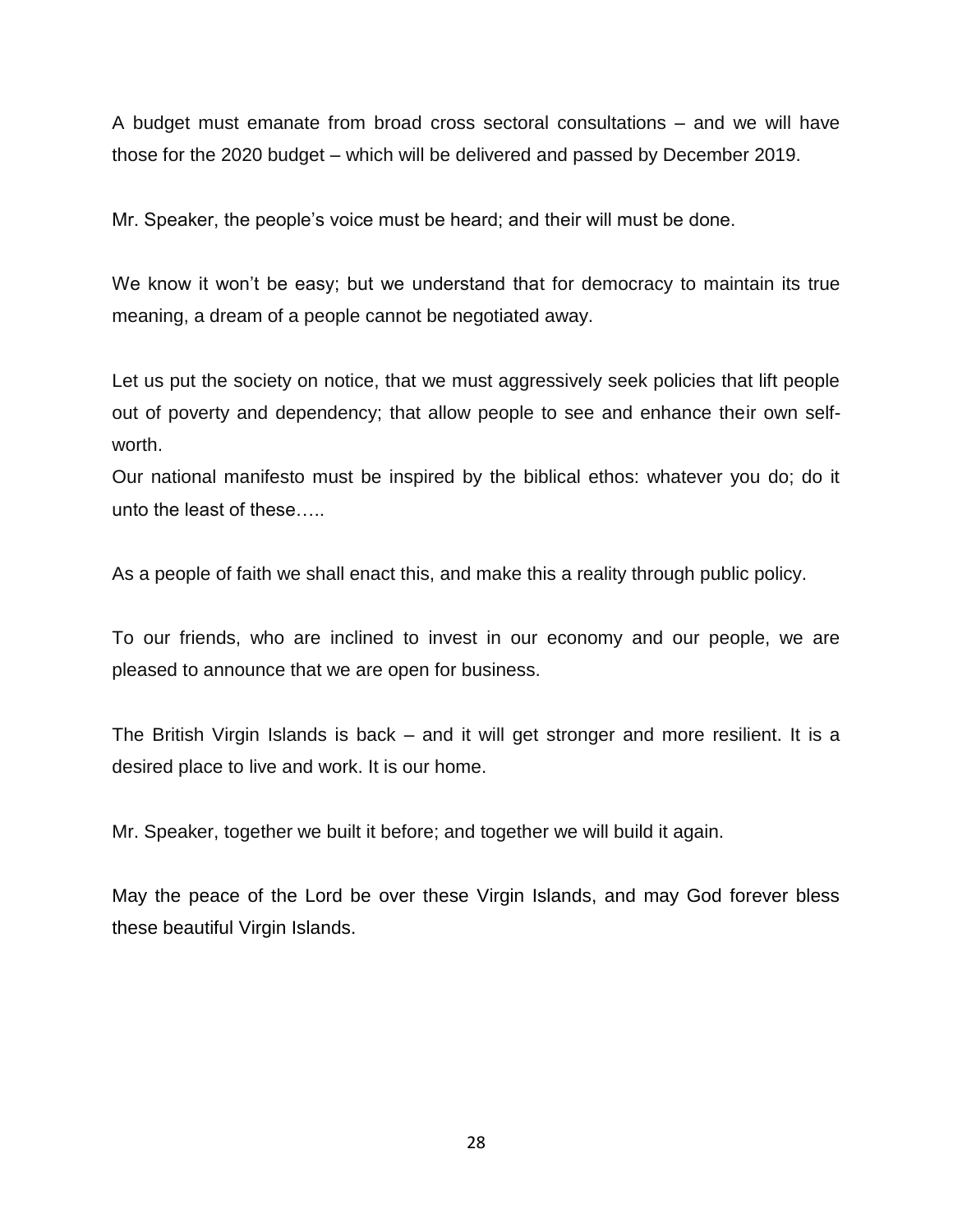A budget must emanate from broad cross sectoral consultations – and we will have those for the 2020 budget – which will be delivered and passed by December 2019.

Mr. Speaker, the people's voice must be heard; and their will must be done.

We know it won't be easy; but we understand that for democracy to maintain its true meaning, a dream of a people cannot be negotiated away.

Let us put the society on notice, that we must aggressively seek policies that lift people out of poverty and dependency; that allow people to see and enhance their own self-worth.

Our national manifesto must be inspired by the biblical ethos: whatever you do; do it unto the least of these…..

As a people of faith we shall enact this, and make this a reality through public policy.

To our friends, who are inclined to invest in our economy and our people, we are pleased to announce that we are open for business.

The British Virgin Islands is back – and it will get stronger and more resilient. It is a desired place to live and work. It is our home.

Mr. Speaker, together we built it before; and together we will build it again.

May the peace of the Lord be over these Virgin Islands, and may God forever bless these beautiful Virgin Islands.